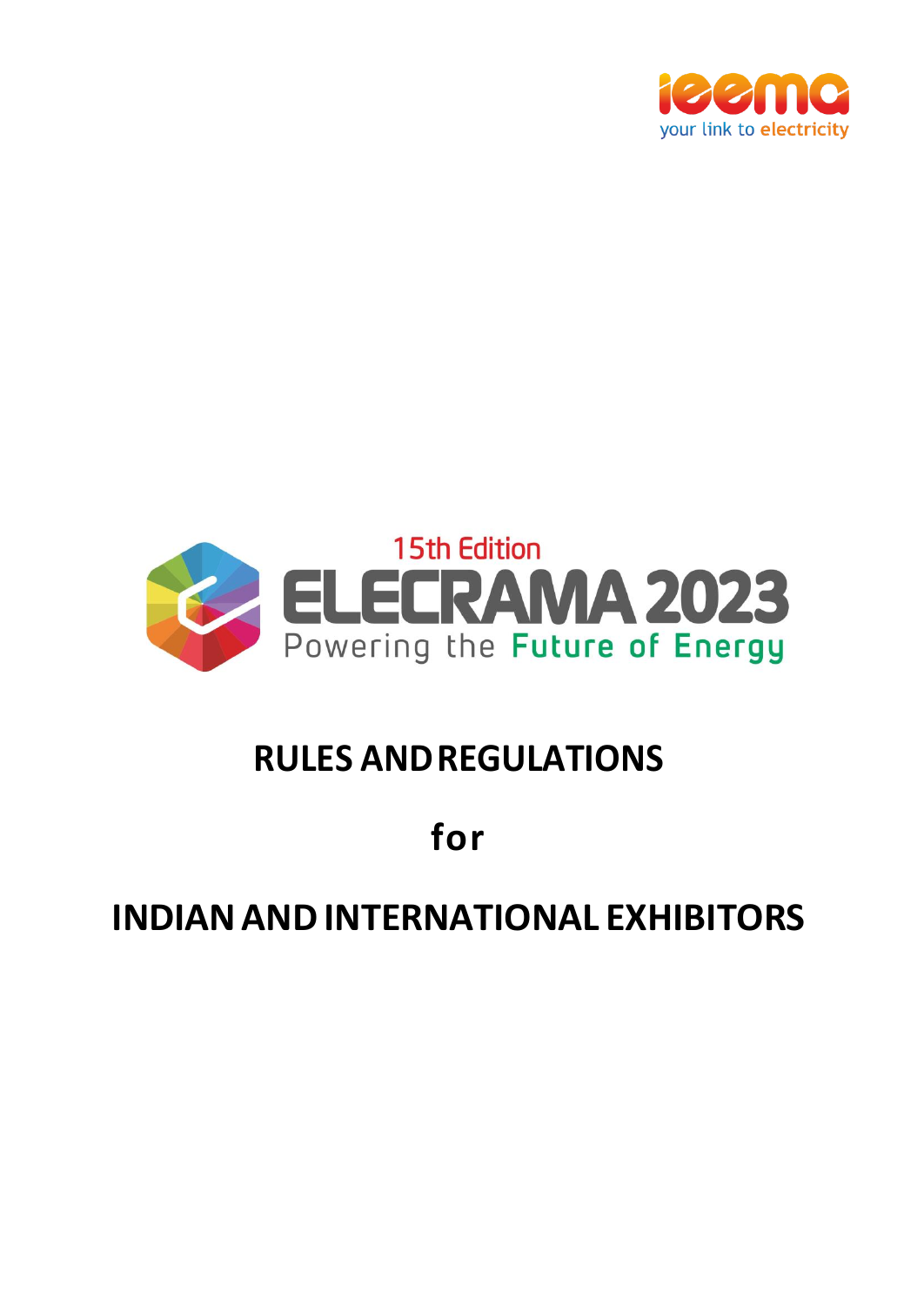ieema
your link to electricity

15th Edition
ELECRAMA 2023
Powering the Future of Energy

# RULES AND REGULATIONS

# for

# INDIAN AND INTERNATIONAL EXHIBITORS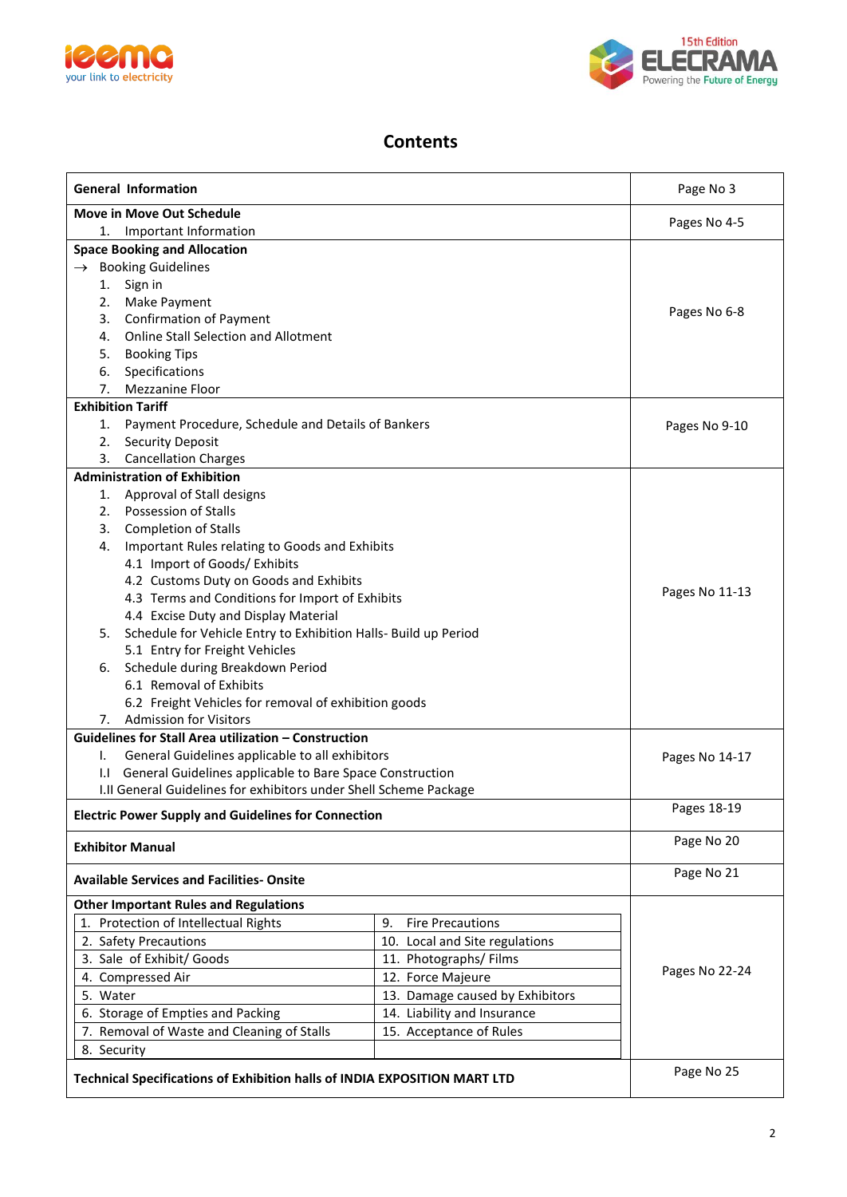# Contents

| Section | Pages |
|---|---|
| **General Information** | Page No 3 |
| **Move in Move Out Schedule**<br>1. Important Information | Pages No 4-5 |
| **Space Booking and Allocation**<br>→ Booking Guidelines<br>1. Sign in<br>2. Make Payment<br>3. Confirmation of Payment<br>4. Online Stall Selection and Allotment<br>5. Booking Tips<br>6. Specifications<br>7. Mezzanine Floor | Pages No 6-8 |
| **Exhibition Tariff**<br>1. Payment Procedure, Schedule and Details of Bankers<br>2. Security Deposit<br>3. Cancellation Charges | Pages No 9-10 |
| **Administration of Exhibition**<br>1. Approval of Stall designs<br>2. Possession of Stalls<br>3. Completion of Stalls<br>4. Important Rules relating to Goods and Exhibits<br>4.1 Import of Goods/ Exhibits<br>4.2 Customs Duty on Goods and Exhibits<br>4.3 Terms and Conditions for Import of Exhibits<br>4.4 Excise Duty and Display Material<br>5. Schedule for Vehicle Entry to Exhibition Halls- Build up Period<br>5.1 Entry for Freight Vehicles<br>6. Schedule during Breakdown Period<br>6.1 Removal of Exhibits<br>6.2 Freight Vehicles for removal of exhibition goods<br>7. Admission for Visitors | Pages No 11-13 |
| **Guidelines for Stall Area utilization – Construction**<br>I. General Guidelines applicable to all exhibitors<br>I.I General Guidelines applicable to Bare Space Construction<br>I.II General Guidelines for exhibitors under Shell Scheme Package | Pages No 14-17 |
| **Electric Power Supply and Guidelines for Connection** | Pages 18-19 |
| **Exhibitor Manual** | Page No 20 |
| **Available Services and Facilities- Onsite** | Page No 21 |
| **Other Important Rules and Regulations**<br>1. Protection of Intellectual Rights<br>2. Safety Precautions<br>3. Sale of Exhibit/ Goods<br>4. Compressed Air<br>5. Water<br>6. Storage of Empties and Packing<br>7. Removal of Waste and Cleaning of Stalls<br>8. Security<br>9. Fire Precautions<br>10. Local and Site regulations<br>11. Photographs/ Films<br>12. Force Majeure<br>13. Damage caused by Exhibitors<br>14. Liability and Insurance<br>15. Acceptance of Rules | Pages No 22-24 |
| **Technical Specifications of Exhibition halls of INDIA EXPOSITION MART LTD** | Page No 25 |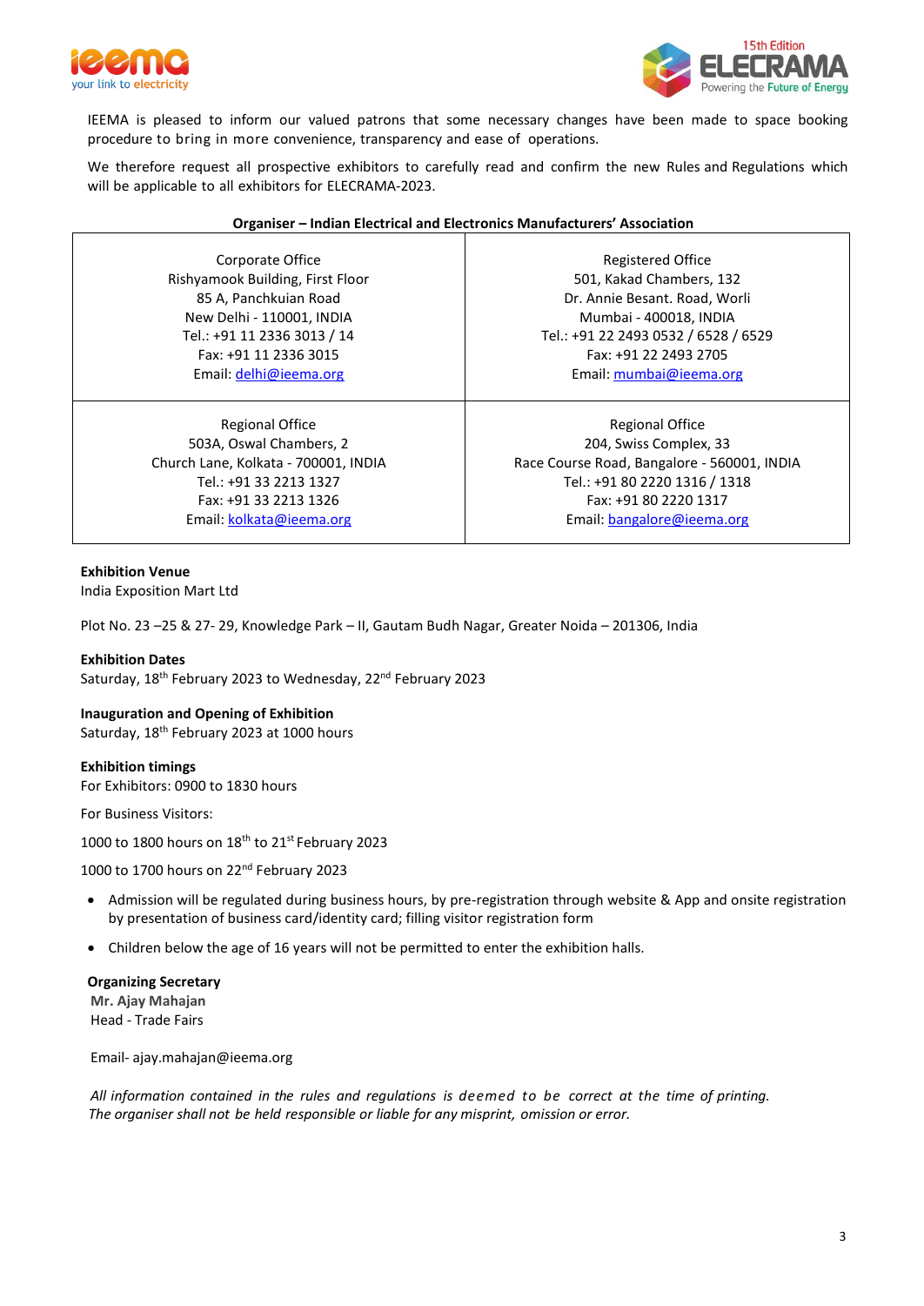IEEMA is pleased to inform our valued patrons that some necessary changes have been made to space booking procedure to bring in more convenience, transparency and ease of operations.

We therefore request all prospective exhibitors to carefully read and confirm the new Rules and Regulations which will be applicable to all exhibitors for ELECRAMA-2023.

**Organiser – Indian Electrical and Electronics Manufacturers' Association**

| | |
|---|---|
| Corporate Office<br>Rishyamook Building, First Floor<br>85 A, Panchkuian Road<br>New Delhi - 110001, INDIA<br>Tel.: +91 11 2336 3013 / 14<br>Fax: +91 11 2336 3015<br>Email: delhi@ieema.org | Registered Office<br>501, Kakad Chambers, 132<br>Dr. Annie Besant. Road, Worli<br>Mumbai - 400018, INDIA<br>Tel.: +91 22 2493 0532 / 6528 / 6529<br>Fax: +91 22 2493 2705<br>Email: mumbai@ieema.org |
| Regional Office<br>503A, Oswal Chambers, 2<br>Church Lane, Kolkata - 700001, INDIA<br>Tel.: +91 33 2213 1327<br>Fax: +91 33 2213 1326<br>Email: kolkata@ieema.org | Regional Office<br>204, Swiss Complex, 33<br>Race Course Road, Bangalore - 560001, INDIA<br>Tel.: +91 80 2220 1316 / 1318<br>Fax: +91 80 2220 1317<br>Email: bangalore@ieema.org |

**Exhibition Venue**
India Exposition Mart Ltd

Plot No. 23 –25 & 27- 29, Knowledge Park – II, Gautam Budh Nagar, Greater Noida – 201306, India

**Exhibition Dates**
Saturday, 18th February 2023 to Wednesday, 22nd February 2023

**Inauguration and Opening of Exhibition**
Saturday, 18th February 2023 at 1000 hours

**Exhibition timings**
For Exhibitors: 0900 to 1830 hours

For Business Visitors:

1000 to 1800 hours on 18th to 21st February 2023

1000 to 1700 hours on 22nd February 2023

- Admission will be regulated during business hours, by pre-registration through website & App and onsite registration by presentation of business card/identity card; filling visitor registration form
- Children below the age of 16 years will not be permitted to enter the exhibition halls.

**Organizing Secretary**
**Mr. Ajay Mahajan**
Head - Trade Fairs

Email- ajay.mahajan@ieema.org

*All information contained in the rules and regulations is deemed to be correct at the time of printing. The organiser shall not be held responsible or liable for any misprint, omission or error.*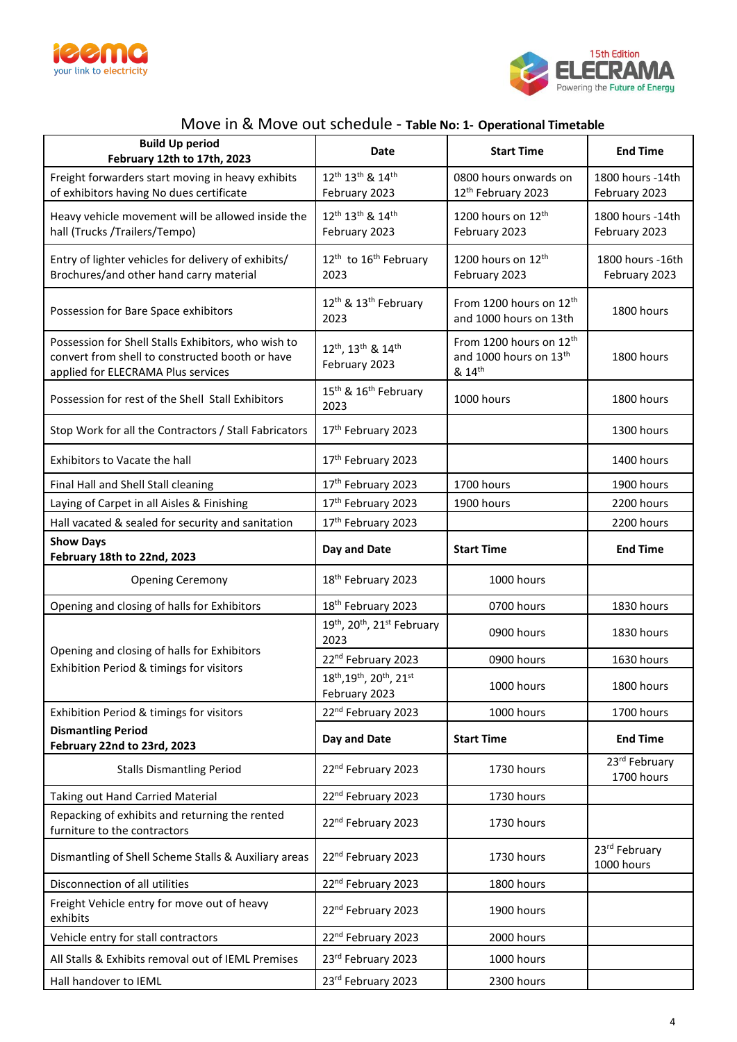## Move in & Move out schedule - **Table No: 1- Operational Timetable**

| **Build Up period February 12th to 17th, 2023** | **Date** | **Start Time** | **End Time** |
|---|---|---|---|
| Freight forwarders start moving in heavy exhibits of exhibitors having No dues certificate | 12th 13th & 14th February 2023 | 0800 hours onwards on 12th February 2023 | 1800 hours -14th February 2023 |
| Heavy vehicle movement will be allowed inside the hall (Trucks /Trailers/Tempo) | 12th 13th & 14th February 2023 | 1200 hours on 12th February 2023 | 1800 hours -14th February 2023 |
| Entry of lighter vehicles for delivery of exhibits/ Brochures/and other hand carry material | 12th to 16th February 2023 | 1200 hours on 12th February 2023 | 1800 hours -16th February 2023 |
| Possession for Bare Space exhibitors | 12th & 13th February 2023 | From 1200 hours on 12th and 1000 hours on 13th | 1800 hours |
| Possession for Shell Stalls Exhibitors, who wish to convert from shell to constructed booth or have applied for ELECRAMA Plus services | 12th, 13th & 14th February 2023 | From 1200 hours on 12th and 1000 hours on 13th & 14th | 1800 hours |
| Possession for rest of the Shell Stall Exhibitors | 15th & 16th February 2023 | 1000 hours | 1800 hours |
| Stop Work for all the Contractors / Stall Fabricators | 17th February 2023 | | 1300 hours |
| Exhibitors to Vacate the hall | 17th February 2023 | | 1400 hours |
| Final Hall and Shell Stall cleaning | 17th February 2023 | 1700 hours | 1900 hours |
| Laying of Carpet in all Aisles & Finishing | 17th February 2023 | 1900 hours | 2200 hours |
| Hall vacated & sealed for security and sanitation | 17th February 2023 | | 2200 hours |
| **Show Days February 18th to 22nd, 2023** | **Day and Date** | **Start Time** | **End Time** |
| Opening Ceremony | 18th February 2023 | 1000 hours | |
| Opening and closing of halls for Exhibitors | 18th February 2023 | 0700 hours | 1830 hours |
| Opening and closing of halls for Exhibitors Exhibition Period & timings for visitors | 19th, 20th, 21st February 2023 | 0900 hours | 1830 hours |
| | 22nd February 2023 | 0900 hours | 1630 hours |
| | 18th,19th, 20th, 21st February 2023 | 1000 hours | 1800 hours |
| Exhibition Period & timings for visitors | 22nd February 2023 | 1000 hours | 1700 hours |
| **Dismantling Period February 22nd to 23rd, 2023** | **Day and Date** | **Start Time** | **End Time** |
| Stalls Dismantling Period | 22nd February 2023 | 1730 hours | 23rd February 1700 hours |
| Taking out Hand Carried Material | 22nd February 2023 | 1730 hours | |
| Repacking of exhibits and returning the rented furniture to the contractors | 22nd February 2023 | 1730 hours | |
| Dismantling of Shell Scheme Stalls & Auxiliary areas | 22nd February 2023 | 1730 hours | 23rd February 1000 hours |
| Disconnection of all utilities | 22nd February 2023 | 1800 hours | |
| Freight Vehicle entry for move out of heavy exhibits | 22nd February 2023 | 1900 hours | |
| Vehicle entry for stall contractors | 22nd February 2023 | 2000 hours | |
| All Stalls & Exhibits removal out of IEML Premises | 23rd February 2023 | 1000 hours | |
| Hall handover to IEML | 23rd February 2023 | 2300 hours | |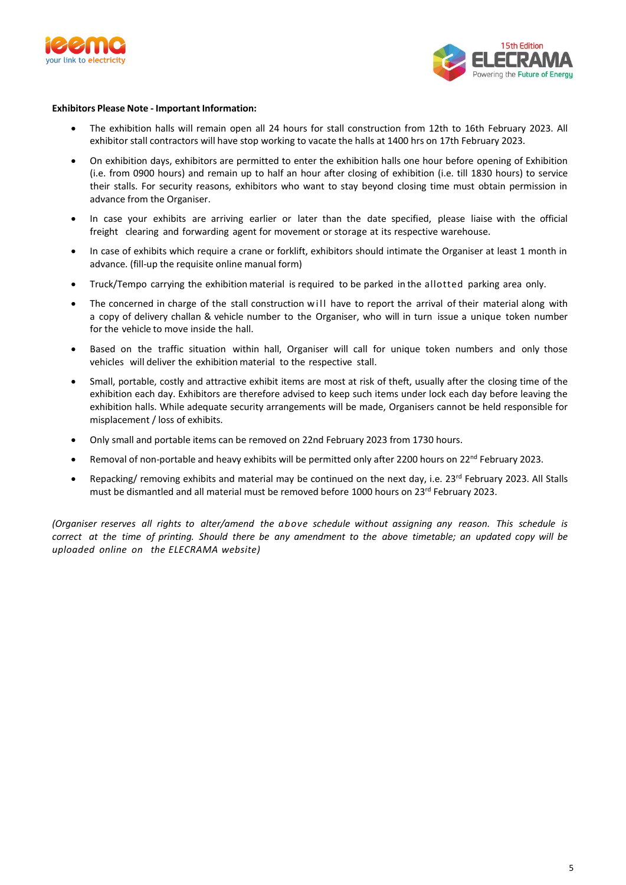**Exhibitors Please Note - Important Information:**

- The exhibition halls will remain open all 24 hours for stall construction from 12th to 16th February 2023. All exhibitor stall contractors will have stop working to vacate the halls at 1400 hrs on 17th February 2023.
- On exhibition days, exhibitors are permitted to enter the exhibition halls one hour before opening of Exhibition (i.e. from 0900 hours) and remain up to half an hour after closing of exhibition (i.e. till 1830 hours) to service their stalls. For security reasons, exhibitors who want to stay beyond closing time must obtain permission in advance from the Organiser.
- In case your exhibits are arriving earlier or later than the date specified, please liaise with the official freight clearing and forwarding agent for movement or storage at its respective warehouse.
- In case of exhibits which require a crane or forklift, exhibitors should intimate the Organiser at least 1 month in advance. (fill-up the requisite online manual form)
- Truck/Tempo carrying the exhibition material is required to be parked in the allotted parking area only.
- The concerned in charge of the stall construction will have to report the arrival of their material along with a copy of delivery challan & vehicle number to the Organiser, who will in turn issue a unique token number for the vehicle to move inside the hall.
- Based on the traffic situation within hall, Organiser will call for unique token numbers and only those vehicles will deliver the exhibition material to the respective stall.
- Small, portable, costly and attractive exhibit items are most at risk of theft, usually after the closing time of the exhibition each day. Exhibitors are therefore advised to keep such items under lock each day before leaving the exhibition halls. While adequate security arrangements will be made, Organisers cannot be held responsible for misplacement / loss of exhibits.
- Only small and portable items can be removed on 22nd February 2023 from 1730 hours.
- Removal of non-portable and heavy exhibits will be permitted only after 2200 hours on 22nd February 2023.
- Repacking/ removing exhibits and material may be continued on the next day, i.e. 23rd February 2023. All Stalls must be dismantled and all material must be removed before 1000 hours on 23rd February 2023.

*(Organiser reserves all rights to alter/amend the above schedule without assigning any reason. This schedule is correct at the time of printing. Should there be any amendment to the above timetable; an updated copy will be uploaded online on the ELECRAMA website)*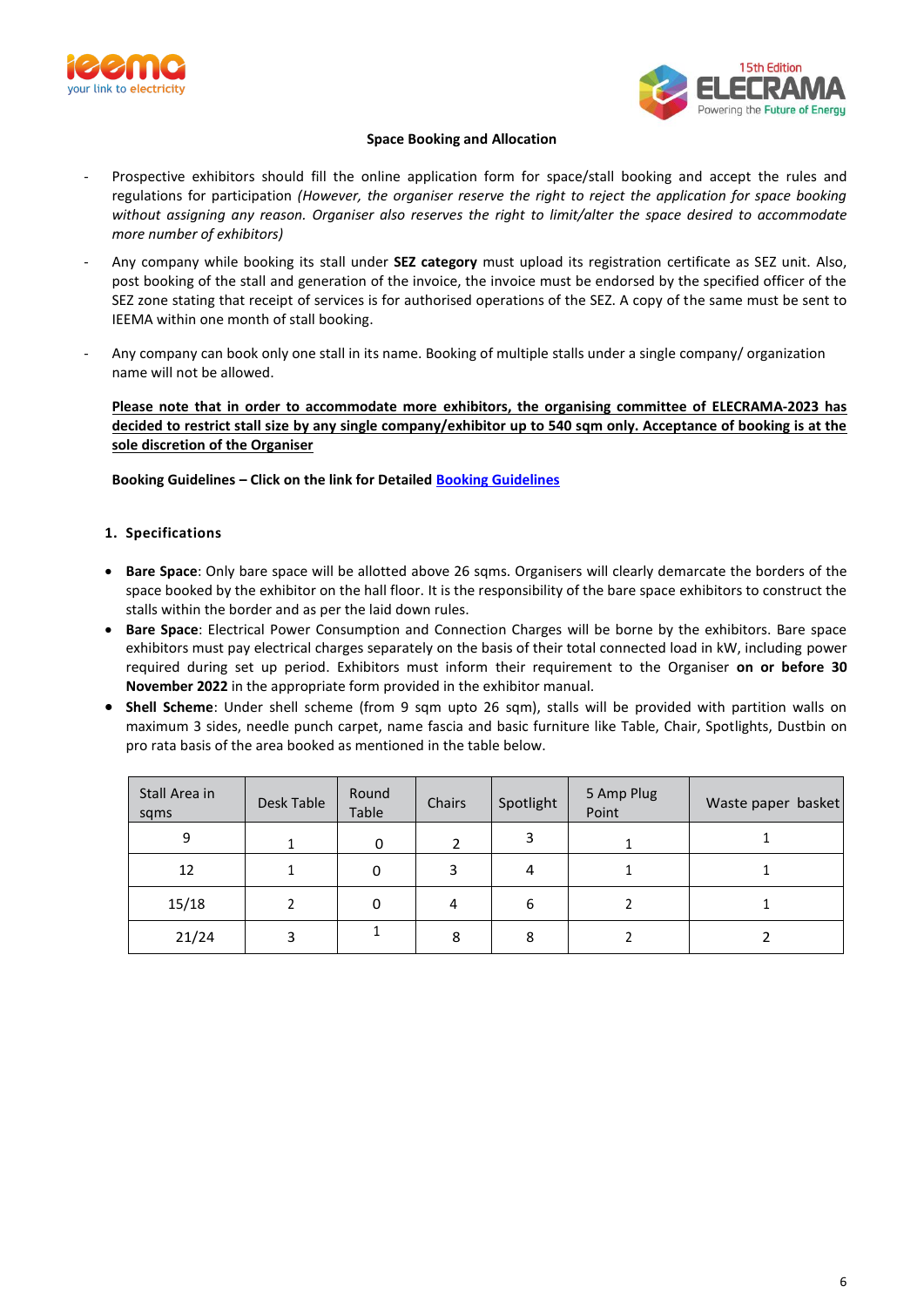**Space Booking and Allocation**

- Prospective exhibitors should fill the online application form for space/stall booking and accept the rules and regulations for participation *(However, the organiser reserve the right to reject the application for space booking without assigning any reason. Organiser also reserves the right to limit/alter the space desired to accommodate more number of exhibitors)*
- Any company while booking its stall under **SEZ category** must upload its registration certificate as SEZ unit. Also, post booking of the stall and generation of the invoice, the invoice must be endorsed by the specified officer of the SEZ zone stating that receipt of services is for authorised operations of the SEZ. A copy of the same must be sent to IEEMA within one month of stall booking.
- Any company can book only one stall in its name. Booking of multiple stalls under a single company/ organization name will not be allowed.

<u>**Please note that in order to accommodate more exhibitors, the organising committee of ELECRAMA-2023 has decided to restrict stall size by any single company/exhibitor up to 540 sqm only. Acceptance of booking is at the sole discretion of the Organiser**</u>

**Booking Guidelines – Click on the link for Detailed** [Booking Guidelines]()

**1. Specifications**

- **Bare Space**: Only bare space will be allotted above 26 sqms. Organisers will clearly demarcate the borders of the space booked by the exhibitor on the hall floor. It is the responsibility of the bare space exhibitors to construct the stalls within the border and as per the laid down rules.
- **Bare Space**: Electrical Power Consumption and Connection Charges will be borne by the exhibitors. Bare space exhibitors must pay electrical charges separately on the basis of their total connected load in kW, including power required during set up period. Exhibitors must inform their requirement to the Organiser **on or before 30 November 2022** in the appropriate form provided in the exhibitor manual.
- **Shell Scheme**: Under shell scheme (from 9 sqm upto 26 sqm), stalls will be provided with partition walls on maximum 3 sides, needle punch carpet, name fascia and basic furniture like Table, Chair, Spotlights, Dustbin on pro rata basis of the area booked as mentioned in the table below.

| Stall Area in sqms | Desk Table | Round Table | Chairs | Spotlight | 5 Amp Plug Point | Waste paper basket |
|---|---|---|---|---|---|---|
| 9 | 1 | 0 | 2 | 3 | 1 | 1 |
| 12 | 1 | 0 | 3 | 4 | 1 | 1 |
| 15/18 | 2 | 0 | 4 | 6 | 2 | 1 |
| 21/24 | 3 | 1 | 8 | 8 | 2 | 2 |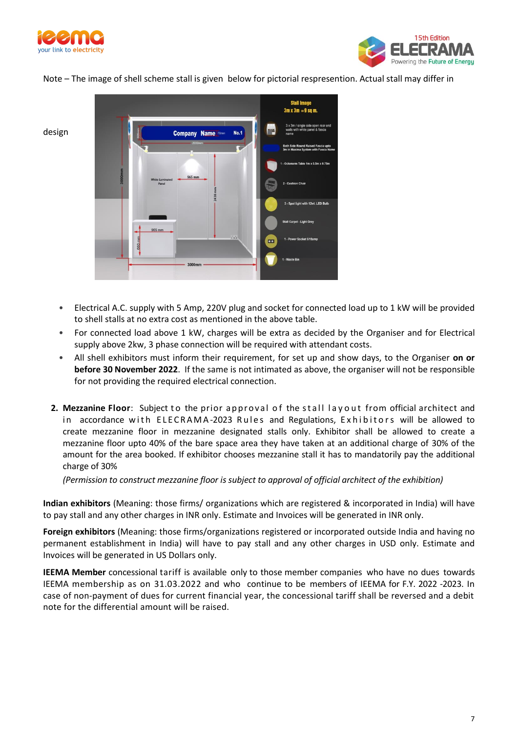Note – The image of shell scheme stall is given below for pictorial respresentation. Actual stall may differ in design

- Electrical A.C. supply with 5 Amp, 220V plug and socket for connected load up to 1 kW will be provided to shell stalls at no extra cost as mentioned in the above table.
- For connected load above 1 kW, charges will be extra as decided by the Organiser and for Electrical supply above 2kw, 3 phase connection will be required with attendant costs.
- All shell exhibitors must inform their requirement, for set up and show days, to the Organiser **on or before 30 November 2022**. If the same is not intimated as above, the organiser will not be responsible for not providing the required electrical connection.

2. **Mezzanine Floor**: Subject to the prior approval of the stall layout from official architect and in accordance with ELECRAMA-2023 Rules and Regulations, Exhibitors will be allowed to create mezzanine floor in mezzanine designated stalls only. Exhibitor shall be allowed to create a mezzanine floor upto 40% of the bare space area they have taken at an additional charge of 30% of the amount for the area booked. If exhibitor chooses mezzanine stall it has to mandatorily pay the additional charge of 30%

   *(Permission to construct mezzanine floor is subject to approval of official architect of the exhibition)*

**Indian exhibitors** (Meaning: those firms/ organizations which are registered & incorporated in India) will have to pay stall and any other charges in INR only. Estimate and Invoices will be generated in INR only.

**Foreign exhibitors** (Meaning: those firms/organizations registered or incorporated outside India and having no permanent establishment in India) will have to pay stall and any other charges in USD only. Estimate and Invoices will be generated in US Dollars only.

**IEEMA Member** concessional tariff is available only to those member companies who have no dues towards IEEMA membership as on 31.03.2022 and who continue to be members of IEEMA for F.Y. 2022 -2023. In case of non-payment of dues for current financial year, the concessional tariff shall be reversed and a debit note for the differential amount will be raised.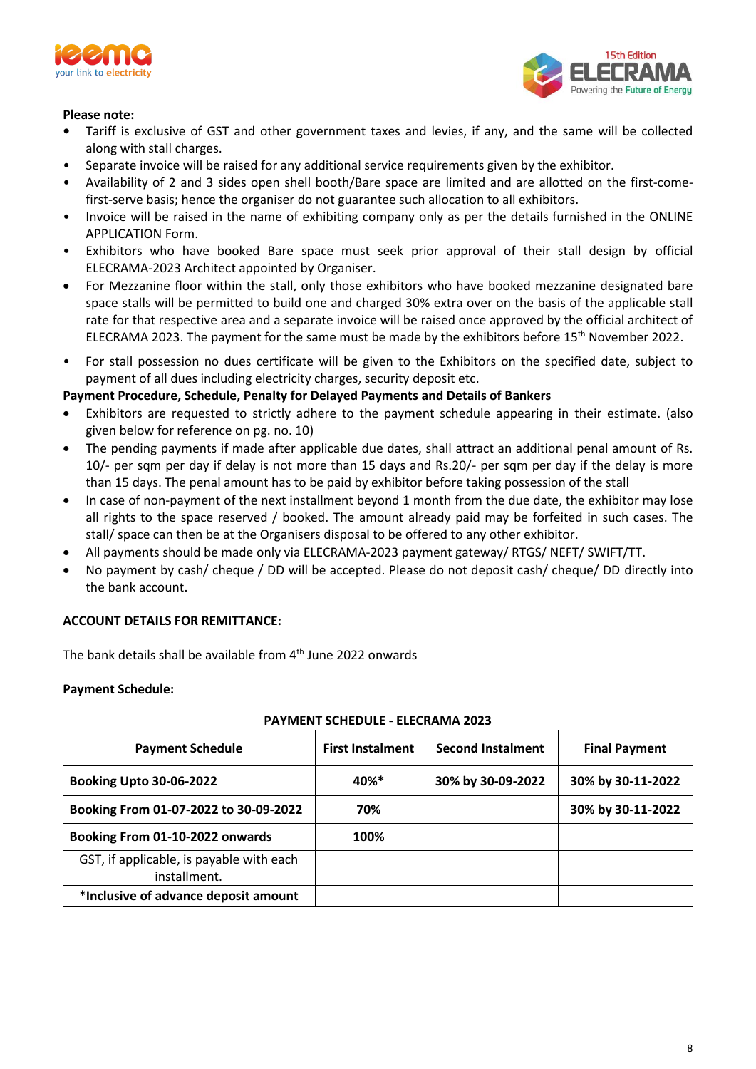**Please note:**

- Tariff is exclusive of GST and other government taxes and levies, if any, and the same will be collected along with stall charges.
- Separate invoice will be raised for any additional service requirements given by the exhibitor.
- Availability of 2 and 3 sides open shell booth/Bare space are limited and are allotted on the first-come-first-serve basis; hence the organiser do not guarantee such allocation to all exhibitors.
- Invoice will be raised in the name of exhibiting company only as per the details furnished in the ONLINE APPLICATION Form.
- Exhibitors who have booked Bare space must seek prior approval of their stall design by official ELECRAMA-2023 Architect appointed by Organiser.
- For Mezzanine floor within the stall, only those exhibitors who have booked mezzanine designated bare space stalls will be permitted to build one and charged 30% extra over on the basis of the applicable stall rate for that respective area and a separate invoice will be raised once approved by the official architect of ELECRAMA 2023. The payment for the same must be made by the exhibitors before 15th November 2022.
- For stall possession no dues certificate will be given to the Exhibitors on the specified date, subject to payment of all dues including electricity charges, security deposit etc.

**Payment Procedure, Schedule, Penalty for Delayed Payments and Details of Bankers**

- Exhibitors are requested to strictly adhere to the payment schedule appearing in their estimate. (also given below for reference on pg. no. 10)
- The pending payments if made after applicable due dates, shall attract an additional penal amount of Rs. 10/- per sqm per day if delay is not more than 15 days and Rs.20/- per sqm per day if the delay is more than 15 days. The penal amount has to be paid by exhibitor before taking possession of the stall
- In case of non-payment of the next installment beyond 1 month from the due date, the exhibitor may lose all rights to the space reserved / booked. The amount already paid may be forfeited in such cases. The stall/ space can then be at the Organisers disposal to be offered to any other exhibitor.
- All payments should be made only via ELECRAMA-2023 payment gateway/ RTGS/ NEFT/ SWIFT/TT.
- No payment by cash/ cheque / DD will be accepted. Please do not deposit cash/ cheque/ DD directly into the bank account.

**ACCOUNT DETAILS FOR REMITTANCE:**

The bank details shall be available from 4th June 2022 onwards

**Payment Schedule:**

| PAYMENT SCHEDULE - ELECRAMA 2023 | | | |
|---|---|---|---|
| **Payment Schedule** | **First Instalment** | **Second Instalment** | **Final Payment** |
| **Booking Upto 30-06-2022** | **40%*** | **30% by 30-09-2022** | **30% by 30-11-2022** |
| **Booking From 01-07-2022 to 30-09-2022** | **70%** | | **30% by 30-11-2022** |
| **Booking From 01-10-2022 onwards** | **100%** | | |
| GST, if applicable, is payable with each installment. | | | |
| ***Inclusive of advance deposit amount** | | | |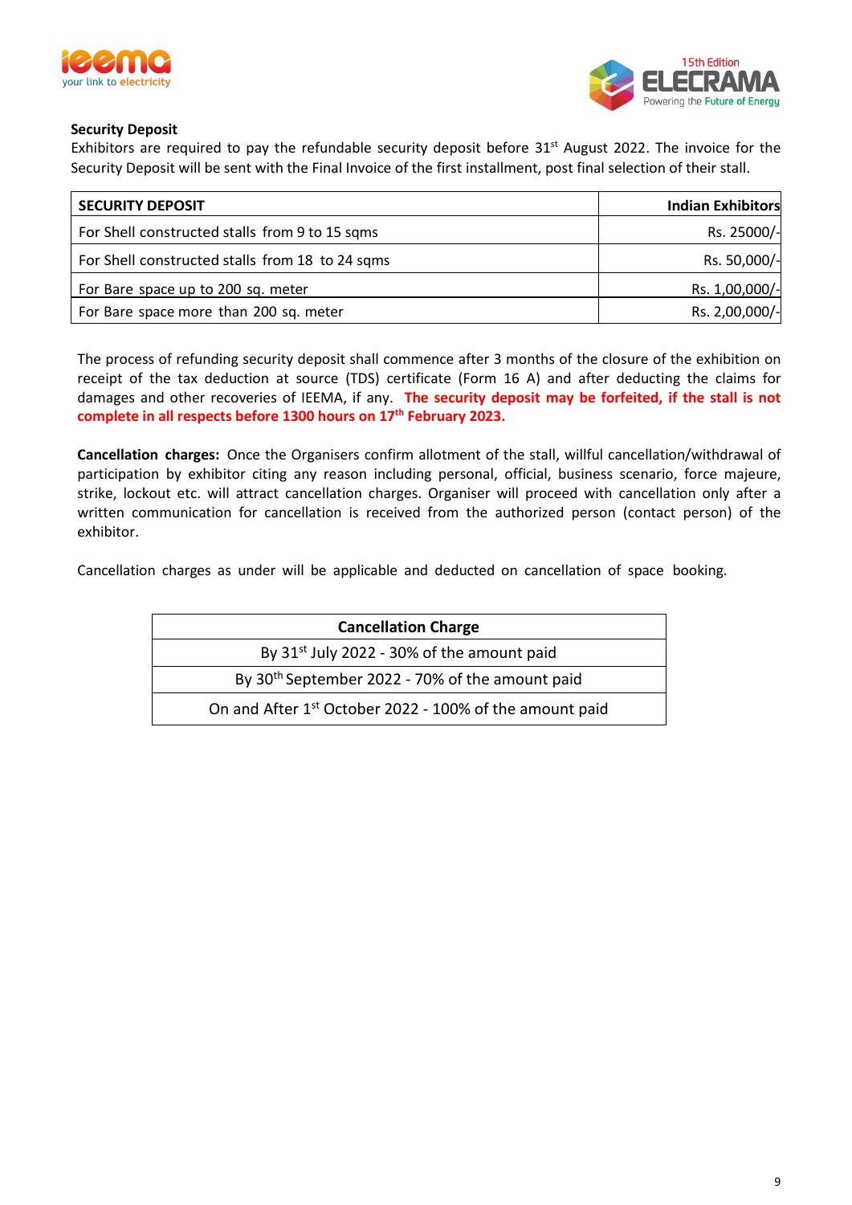**Security Deposit**

Exhibitors are required to pay the refundable security deposit before 31st August 2022. The invoice for the Security Deposit will be sent with the Final Invoice of the first installment, post final selection of their stall.

| SECURITY DEPOSIT | Indian Exhibitors |
|---|---|
| For Shell constructed stalls from 9 to 15 sqms | Rs. 25000/- |
| For Shell constructed stalls from 18 to 24 sqms | Rs. 50,000/- |
| For Bare space up to 200 sq. meter | Rs. 1,00,000/- |
| For Bare space more than 200 sq. meter | Rs. 2,00,000/- |

The process of refunding security deposit shall commence after 3 months of the closure of the exhibition on receipt of the tax deduction at source (TDS) certificate (Form 16 A) and after deducting the claims for damages and other recoveries of IEEMA, if any. **The security deposit may be forfeited, if the stall is not complete in all respects before 1300 hours on 17th February 2023.**

**Cancellation charges:** Once the Organisers confirm allotment of the stall, willful cancellation/withdrawal of participation by exhibitor citing any reason including personal, official, business scenario, force majeure, strike, lockout etc. will attract cancellation charges. Organiser will proceed with cancellation only after a written communication for cancellation is received from the authorized person (contact person) of the exhibitor.

Cancellation charges as under will be applicable and deducted on cancellation of space booking.

| Cancellation Charge |
|---|
| By 31st July 2022 - 30% of the amount paid |
| By 30th September 2022 - 70% of the amount paid |
| On and After 1st October 2022 - 100% of the amount paid |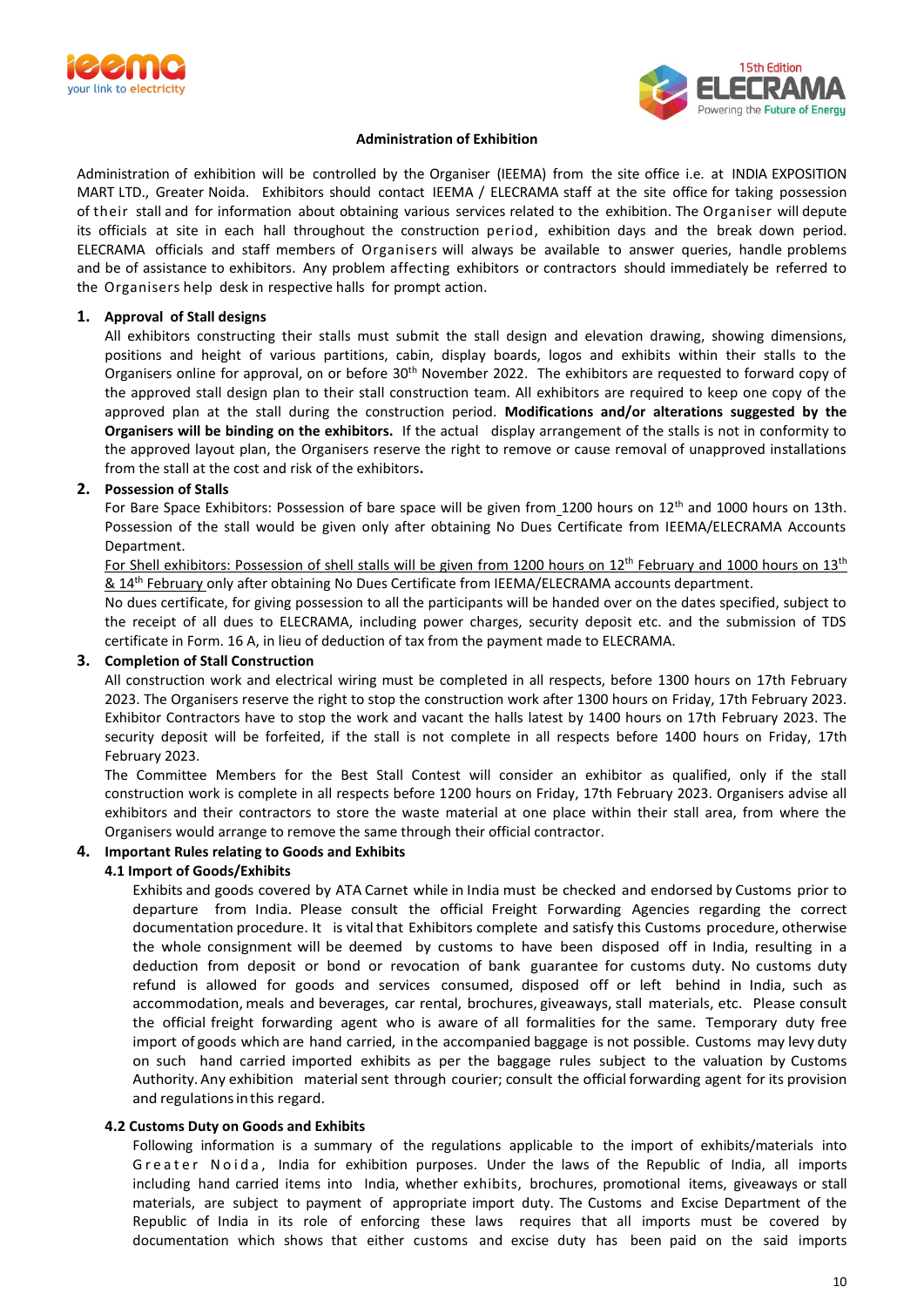## Administration of Exhibition

Administration of exhibition will be controlled by the Organiser (IEEMA) from the site office i.e. at INDIA EXPOSITION MART LTD., Greater Noida. Exhibitors should contact IEEMA / ELECRAMA staff at the site office for taking possession of their stall and for information about obtaining various services related to the exhibition. The Organiser will depute its officials at site in each hall throughout the construction period, exhibition days and the break down period. ELECRAMA officials and staff members of Organisers will always be available to answer queries, handle problems and be of assistance to exhibitors. Any problem affecting exhibitors or contractors should immediately be referred to the Organisers help desk in respective halls for prompt action.

### 1. Approval of Stall designs

All exhibitors constructing their stalls must submit the stall design and elevation drawing, showing dimensions, positions and height of various partitions, cabin, display boards, logos and exhibits within their stalls to the Organisers online for approval, on or before 30th November 2022. The exhibitors are requested to forward copy of the approved stall design plan to their stall construction team. All exhibitors are required to keep one copy of the approved plan at the stall during the construction period. **Modifications and/or alterations suggested by the Organisers will be binding on the exhibitors.** If the actual display arrangement of the stalls is not in conformity to the approved layout plan, the Organisers reserve the right to remove or cause removal of unapproved installations from the stall at the cost and risk of the exhibitors.

### 2. Possession of Stalls

For Bare Space Exhibitors: Possession of bare space will be given from 1200 hours on 12th and 1000 hours on 13th. Possession of the stall would be given only after obtaining No Dues Certificate from IEEMA/ELECRAMA Accounts Department.

<u>For Shell exhibitors: Possession of shell stalls will be given from 1200 hours on 12th February and 1000 hours on 13th & 14th February</u> only after obtaining No Dues Certificate from IEEMA/ELECRAMA accounts department.

No dues certificate, for giving possession to all the participants will be handed over on the dates specified, subject to the receipt of all dues to ELECRAMA, including power charges, security deposit etc. and the submission of TDS certificate in Form. 16 A, in lieu of deduction of tax from the payment made to ELECRAMA.

### 3. Completion of Stall Construction

All construction work and electrical wiring must be completed in all respects, before 1300 hours on 17th February 2023. The Organisers reserve the right to stop the construction work after 1300 hours on Friday, 17th February 2023. Exhibitor Contractors have to stop the work and vacant the halls latest by 1400 hours on 17th February 2023. The security deposit will be forfeited, if the stall is not complete in all respects before 1400 hours on Friday, 17th February 2023.

The Committee Members for the Best Stall Contest will consider an exhibitor as qualified, only if the stall construction work is complete in all respects before 1200 hours on Friday, 17th February 2023. Organisers advise all exhibitors and their contractors to store the waste material at one place within their stall area, from where the Organisers would arrange to remove the same through their official contractor.

### 4. Important Rules relating to Goods and Exhibits

#### 4.1 Import of Goods/Exhibits

Exhibits and goods covered by ATA Carnet while in India must be checked and endorsed by Customs prior to departure from India. Please consult the official Freight Forwarding Agencies regarding the correct documentation procedure. It is vital that Exhibitors complete and satisfy this Customs procedure, otherwise the whole consignment will be deemed by customs to have been disposed off in India, resulting in a deduction from deposit or bond or revocation of bank guarantee for customs duty. No customs duty refund is allowed for goods and services consumed, disposed off or left behind in India, such as accommodation, meals and beverages, car rental, brochures, giveaways, stall materials, etc. Please consult the official freight forwarding agent who is aware of all formalities for the same. Temporary duty free import of goods which are hand carried, in the accompanied baggage is not possible. Customs may levy duty on such hand carried imported exhibits as per the baggage rules subject to the valuation by Customs Authority. Any exhibition material sent through courier; consult the official forwarding agent for its provision and regulations in this regard.

#### 4.2 Customs Duty on Goods and Exhibits

Following information is a summary of the regulations applicable to the import of exhibits/materials into Greater Noida, India for exhibition purposes. Under the laws of the Republic of India, all imports including hand carried items into India, whether exhibits, brochures, promotional items, giveaways or stall materials, are subject to payment of appropriate import duty. The Customs and Excise Department of the Republic of India in its role of enforcing these laws requires that all imports must be covered by documentation which shows that either customs and excise duty has been paid on the said imports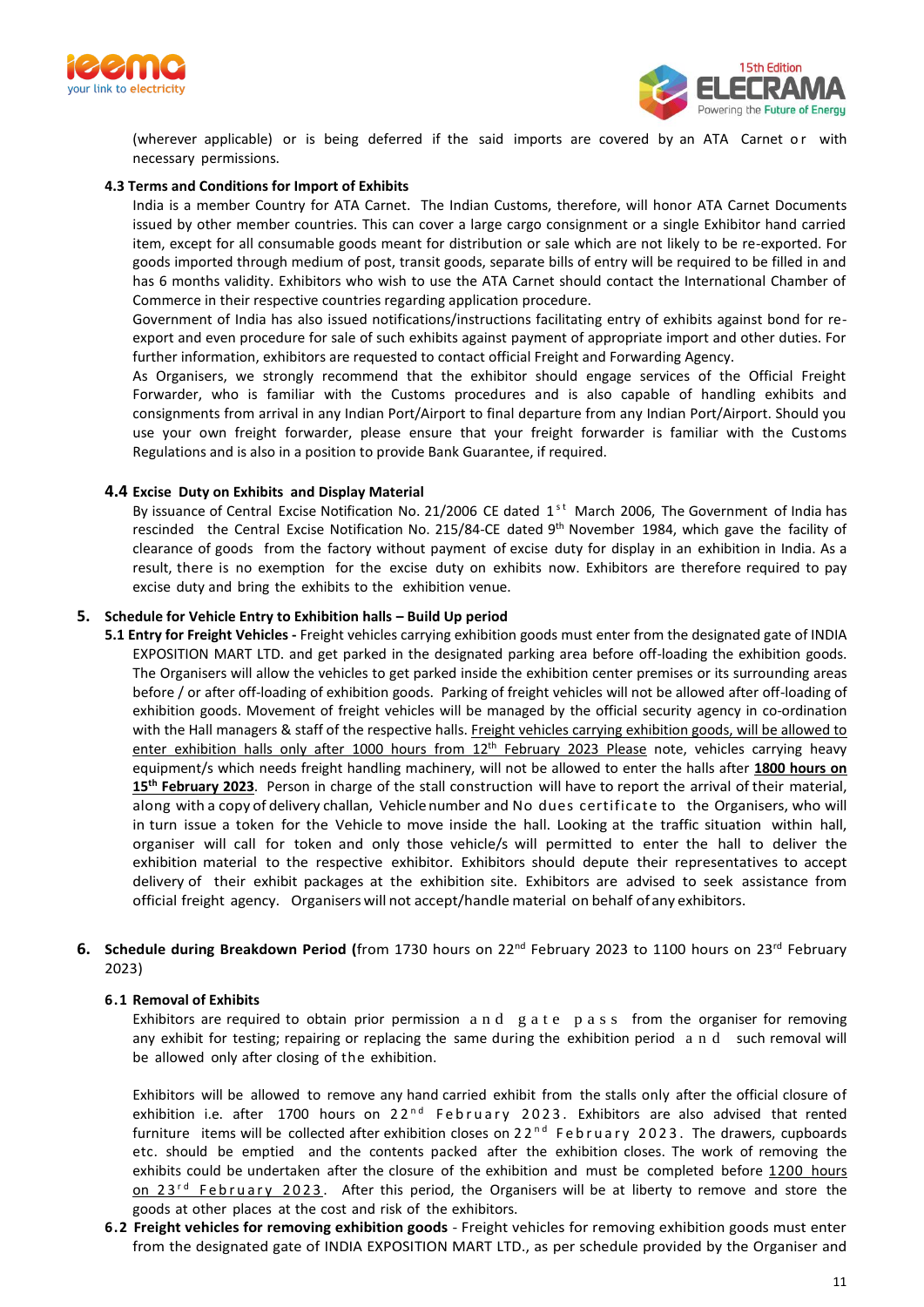(wherever applicable) or is being deferred if the said imports are covered by an ATA Carnet or with necessary permissions.

### 4.3 Terms and Conditions for Import of Exhibits

India is a member Country for ATA Carnet. The Indian Customs, therefore, will honor ATA Carnet Documents issued by other member countries. This can cover a large cargo consignment or a single Exhibitor hand carried item, except for all consumable goods meant for distribution or sale which are not likely to be re-exported. For goods imported through medium of post, transit goods, separate bills of entry will be required to be filled in and has 6 months validity. Exhibitors who wish to use the ATA Carnet should contact the International Chamber of Commerce in their respective countries regarding application procedure.

Government of India has also issued notifications/instructions facilitating entry of exhibits against bond for re-export and even procedure for sale of such exhibits against payment of appropriate import and other duties. For further information, exhibitors are requested to contact official Freight and Forwarding Agency.

As Organisers, we strongly recommend that the exhibitor should engage services of the Official Freight Forwarder, who is familiar with the Customs procedures and is also capable of handling exhibits and consignments from arrival in any Indian Port/Airport to final departure from any Indian Port/Airport. Should you use your own freight forwarder, please ensure that your freight forwarder is familiar with the Customs Regulations and is also in a position to provide Bank Guarantee, if required.

### 4.4 Excise Duty on Exhibits and Display Material

By issuance of Central Excise Notification No. 21/2006 CE dated 1st March 2006, The Government of India has rescinded the Central Excise Notification No. 215/84-CE dated 9th November 1984, which gave the facility of clearance of goods from the factory without payment of excise duty for display in an exhibition in India. As a result, there is no exemption for the excise duty on exhibits now. Exhibitors are therefore required to pay excise duty and bring the exhibits to the exhibition venue.

## 5. Schedule for Vehicle Entry to Exhibition halls – Build Up period

**5.1 Entry for Freight Vehicles -** Freight vehicles carrying exhibition goods must enter from the designated gate of INDIA EXPOSITION MART LTD. and get parked in the designated parking area before off-loading the exhibition goods. The Organisers will allow the vehicles to get parked inside the exhibition center premises or its surrounding areas before / or after off-loading of exhibition goods. Parking of freight vehicles will not be allowed after off-loading of exhibition goods. Movement of freight vehicles will be managed by the official security agency in co-ordination with the Hall managers & staff of the respective halls. Freight vehicles carrying exhibition goods, will be allowed to enter exhibition halls only after 1000 hours from 12th February 2023 Please note, vehicles carrying heavy equipment/s which needs freight handling machinery, will not be allowed to enter the halls after **1800 hours on 15th February 2023**. Person in charge of the stall construction will have to report the arrival of their material, along with a copy of delivery challan, Vehicle number and No dues certificate to the Organisers, who will in turn issue a token for the Vehicle to move inside the hall. Looking at the traffic situation within hall, organiser will call for token and only those vehicle/s will permitted to enter the hall to deliver the exhibition material to the respective exhibitor. Exhibitors should depute their representatives to accept delivery of their exhibit packages at the exhibition site. Exhibitors are advised to seek assistance from official freight agency. Organisers will not accept/handle material on behalf of any exhibitors.

## 6. Schedule during Breakdown Period (from 1730 hours on 22nd February 2023 to 1100 hours on 23rd February 2023)

### 6.1 Removal of Exhibits

Exhibitors are required to obtain prior permission and gate pass from the organiser for removing any exhibit for testing; repairing or replacing the same during the exhibition period and such removal will be allowed only after closing of the exhibition.

Exhibitors will be allowed to remove any hand carried exhibit from the stalls only after the official closure of exhibition i.e. after 1700 hours on 22nd February 2023. Exhibitors are also advised that rented furniture items will be collected after exhibition closes on 22nd February 2023. The drawers, cupboards etc. should be emptied and the contents packed after the exhibition closes. The work of removing the exhibits could be undertaken after the closure of the exhibition and must be completed before 1200 hours on 23rd February 2023. After this period, the Organisers will be at liberty to remove and store the goods at other places at the cost and risk of the exhibitors.

**6.2 Freight vehicles for removing exhibition goods** - Freight vehicles for removing exhibition goods must enter from the designated gate of INDIA EXPOSITION MART LTD., as per schedule provided by the Organiser and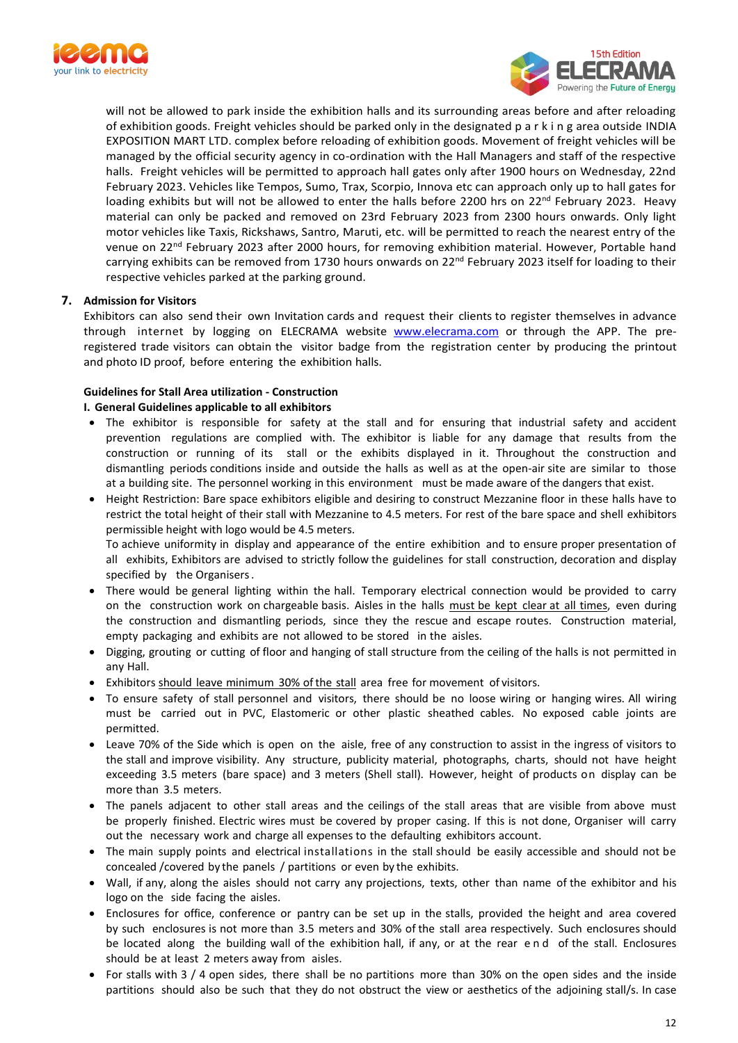will not be allowed to park inside the exhibition halls and its surrounding areas before and after reloading of exhibition goods. Freight vehicles should be parked only in the designated parking area outside INDIA EXPOSITION MART LTD. complex before reloading of exhibition goods. Movement of freight vehicles will be managed by the official security agency in co-ordination with the Hall Managers and staff of the respective halls. Freight vehicles will be permitted to approach hall gates only after 1900 hours on Wednesday, 22nd February 2023. Vehicles like Tempos, Sumo, Trax, Scorpio, Innova etc can approach only up to hall gates for loading exhibits but will not be allowed to enter the halls before 2200 hrs on 22nd February 2023. Heavy material can only be packed and removed on 23rd February 2023 from 2300 hours onwards. Only light motor vehicles like Taxis, Rickshaws, Santro, Maruti, etc. will be permitted to reach the nearest entry of the venue on 22nd February 2023 after 2000 hours, for removing exhibition material. However, Portable hand carrying exhibits can be removed from 1730 hours onwards on 22nd February 2023 itself for loading to their respective vehicles parked at the parking ground.

## 7. Admission for Visitors

Exhibitors can also send their own Invitation cards and request their clients to register themselves in advance through internet by logging on ELECRAMA website www.elecrama.com or through the APP. The pre-registered trade visitors can obtain the visitor badge from the registration center by producing the printout and photo ID proof, before entering the exhibition halls.

### Guidelines for Stall Area utilization - Construction

**I. General Guidelines applicable to all exhibitors**

- The exhibitor is responsible for safety at the stall and for ensuring that industrial safety and accident prevention regulations are complied with. The exhibitor is liable for any damage that results from the construction or running of its stall or the exhibits displayed in it. Throughout the construction and dismantling periods conditions inside and outside the halls as well as at the open-air site are similar to those at a building site. The personnel working in this environment must be made aware of the dangers that exist.
- Height Restriction: Bare space exhibitors eligible and desiring to construct Mezzanine floor in these halls have to restrict the total height of their stall with Mezzanine to 4.5 meters. For rest of the bare space and shell exhibitors permissible height with logo would be 4.5 meters.
  To achieve uniformity in display and appearance of the entire exhibition and to ensure proper presentation of all exhibits, Exhibitors are advised to strictly follow the guidelines for stall construction, decoration and display specified by the Organisers.
- There would be general lighting within the hall. Temporary electrical connection would be provided to carry on the construction work on chargeable basis. Aisles in the halls must be kept clear at all times, even during the construction and dismantling periods, since they the rescue and escape routes. Construction material, empty packaging and exhibits are not allowed to be stored in the aisles.
- Digging, grouting or cutting of floor and hanging of stall structure from the ceiling of the halls is not permitted in any Hall.
- Exhibitors should leave minimum 30% of the stall area free for movement of visitors.
- To ensure safety of stall personnel and visitors, there should be no loose wiring or hanging wires. All wiring must be carried out in PVC, Elastomeric or other plastic sheathed cables. No exposed cable joints are permitted.
- Leave 70% of the Side which is open on the aisle, free of any construction to assist in the ingress of visitors to the stall and improve visibility. Any structure, publicity material, photographs, charts, should not have height exceeding 3.5 meters (bare space) and 3 meters (Shell stall). However, height of products on display can be more than 3.5 meters.
- The panels adjacent to other stall areas and the ceilings of the stall areas that are visible from above must be properly finished. Electric wires must be covered by proper casing. If this is not done, Organiser will carry out the necessary work and charge all expenses to the defaulting exhibitors account.
- The main supply points and electrical installations in the stall should be easily accessible and should not be concealed /covered by the panels / partitions or even by the exhibits.
- Wall, if any, along the aisles should not carry any projections, texts, other than name of the exhibitor and his logo on the side facing the aisles.
- Enclosures for office, conference or pantry can be set up in the stalls, provided the height and area covered by such enclosures is not more than 3.5 meters and 30% of the stall area respectively. Such enclosures should be located along the building wall of the exhibition hall, if any, or at the rear end of the stall. Enclosures should be at least 2 meters away from aisles.
- For stalls with 3 / 4 open sides, there shall be no partitions more than 30% on the open sides and the inside partitions should also be such that they do not obstruct the view or aesthetics of the adjoining stall/s. In case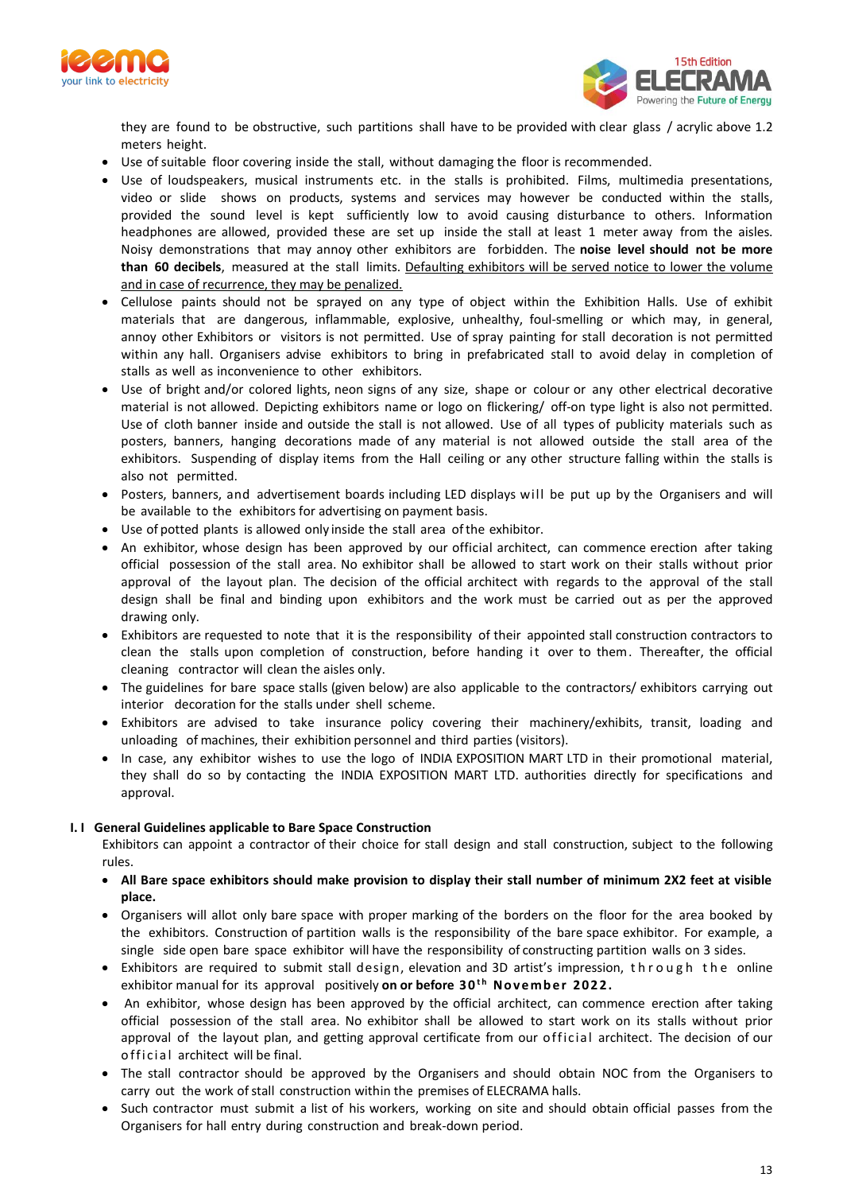they are found to be obstructive, such partitions shall have to be provided with clear glass / acrylic above 1.2 meters height.

- Use of suitable floor covering inside the stall, without damaging the floor is recommended.
- Use of loudspeakers, musical instruments etc. in the stalls is prohibited. Films, multimedia presentations, video or slide shows on products, systems and services may however be conducted within the stalls, provided the sound level is kept sufficiently low to avoid causing disturbance to others. Information headphones are allowed, provided these are set up inside the stall at least 1 meter away from the aisles. Noisy demonstrations that may annoy other exhibitors are forbidden. The **noise level should not be more than 60 decibels**, measured at the stall limits. Defaulting exhibitors will be served notice to lower the volume and in case of recurrence, they may be penalized.
- Cellulose paints should not be sprayed on any type of object within the Exhibition Halls. Use of exhibit materials that are dangerous, inflammable, explosive, unhealthy, foul-smelling or which may, in general, annoy other Exhibitors or visitors is not permitted. Use of spray painting for stall decoration is not permitted within any hall. Organisers advise exhibitors to bring in prefabricated stall to avoid delay in completion of stalls as well as inconvenience to other exhibitors.
- Use of bright and/or colored lights, neon signs of any size, shape or colour or any other electrical decorative material is not allowed. Depicting exhibitors name or logo on flickering/ off-on type light is also not permitted. Use of cloth banner inside and outside the stall is not allowed. Use of all types of publicity materials such as posters, banners, hanging decorations made of any material is not allowed outside the stall area of the exhibitors. Suspending of display items from the Hall ceiling or any other structure falling within the stalls is also not permitted.
- Posters, banners, and advertisement boards including LED displays will be put up by the Organisers and will be available to the exhibitors for advertising on payment basis.
- Use of potted plants is allowed only inside the stall area of the exhibitor.
- An exhibitor, whose design has been approved by our official architect, can commence erection after taking official possession of the stall area. No exhibitor shall be allowed to start work on their stalls without prior approval of the layout plan. The decision of the official architect with regards to the approval of the stall design shall be final and binding upon exhibitors and the work must be carried out as per the approved drawing only.
- Exhibitors are requested to note that it is the responsibility of their appointed stall construction contractors to clean the stalls upon completion of construction, before handing it over to them. Thereafter, the official cleaning contractor will clean the aisles only.
- The guidelines for bare space stalls (given below) are also applicable to the contractors/ exhibitors carrying out interior decoration for the stalls under shell scheme.
- Exhibitors are advised to take insurance policy covering their machinery/exhibits, transit, loading and unloading of machines, their exhibition personnel and third parties (visitors).
- In case, any exhibitor wishes to use the logo of INDIA EXPOSITION MART LTD in their promotional material, they shall do so by contacting the INDIA EXPOSITION MART LTD. authorities directly for specifications and approval.

### I. I General Guidelines applicable to Bare Space Construction

Exhibitors can appoint a contractor of their choice for stall design and stall construction, subject to the following rules.

- **All Bare space exhibitors should make provision to display their stall number of minimum 2X2 feet at visible place.**
- Organisers will allot only bare space with proper marking of the borders on the floor for the area booked by the exhibitors. Construction of partition walls is the responsibility of the bare space exhibitor. For example, a single side open bare space exhibitor will have the responsibility of constructing partition walls on 3 sides.
- Exhibitors are required to submit stall design, elevation and 3D artist's impression, through the online exhibitor manual for its approval positively **on or before 30th November 2022.**
- An exhibitor, whose design has been approved by the official architect, can commence erection after taking official possession of the stall area. No exhibitor shall be allowed to start work on its stalls without prior approval of the layout plan, and getting approval certificate from our official architect. The decision of our official architect will be final.
- The stall contractor should be approved by the Organisers and should obtain NOC from the Organisers to carry out the work of stall construction within the premises of ELECRAMA halls.
- Such contractor must submit a list of his workers, working on site and should obtain official passes from the Organisers for hall entry during construction and break-down period.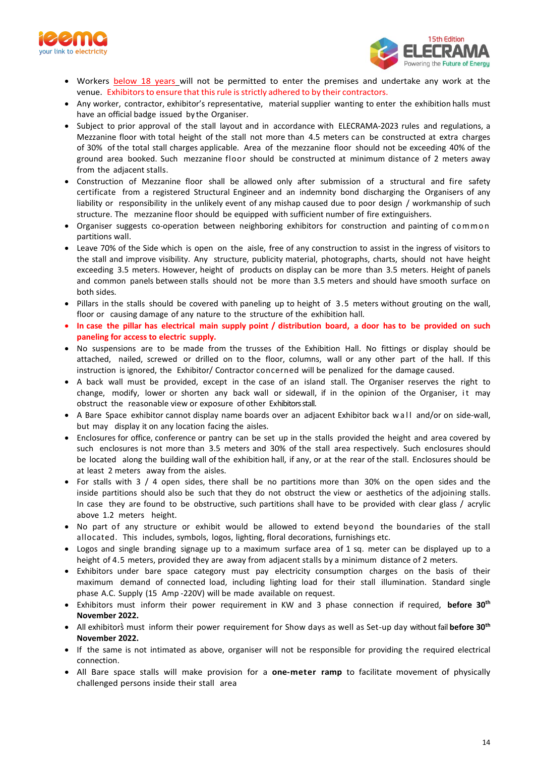- Workers below 18 years will not be permitted to enter the premises and undertake any work at the venue. Exhibitors to ensure that this rule is strictly adhered to by their contractors.
- Any worker, contractor, exhibitor's representative, material supplier wanting to enter the exhibition halls must have an official badge issued by the Organiser.
- Subject to prior approval of the stall layout and in accordance with ELECRAMA-2023 rules and regulations, a Mezzanine floor with total height of the stall not more than 4.5 meters can be constructed at extra charges of 30% of the total stall charges applicable. Area of the mezzanine floor should not be exceeding 40% of the ground area booked. Such mezzanine floor should be constructed at minimum distance of 2 meters away from the adjacent stalls.
- Construction of Mezzanine floor shall be allowed only after submission of a structural and fire safety certificate from a registered Structural Engineer and an indemnity bond discharging the Organisers of any liability or responsibility in the unlikely event of any mishap caused due to poor design / workmanship of such structure. The mezzanine floor should be equipped with sufficient number of fire extinguishers.
- Organiser suggests co-operation between neighboring exhibitors for construction and painting of common partitions wall.
- Leave 70% of the Side which is open on the aisle, free of any construction to assist in the ingress of visitors to the stall and improve visibility. Any structure, publicity material, photographs, charts, should not have height exceeding 3.5 meters. However, height of products on display can be more than 3.5 meters. Height of panels and common panels between stalls should not be more than 3.5 meters and should have smooth surface on both sides.
- Pillars in the stalls should be covered with paneling up to height of 3.5 meters without grouting on the wall, floor or causing damage of any nature to the structure of the exhibition hall.
- **In case the pillar has electrical main supply point / distribution board, a door has to be provided on such paneling for access to electric supply.**
- No suspensions are to be made from the trusses of the Exhibition Hall. No fittings or display should be attached, nailed, screwed or drilled on to the floor, columns, wall or any other part of the hall. If this instruction is ignored, the Exhibitor/ Contractor concerned will be penalized for the damage caused.
- A back wall must be provided, except in the case of an island stall. The Organiser reserves the right to change, modify, lower or shorten any back wall or sidewall, if in the opinion of the Organiser, it may obstruct the reasonable view or exposure of other Exhibitors stall.
- A Bare Space exhibitor cannot display name boards over an adjacent Exhibitor back wall and/or on side-wall, but may display it on any location facing the aisles.
- Enclosures for office, conference or pantry can be set up in the stalls provided the height and area covered by such enclosures is not more than 3.5 meters and 30% of the stall area respectively. Such enclosures should be located along the building wall of the exhibition hall, if any, or at the rear of the stall. Enclosures should be at least 2 meters away from the aisles.
- For stalls with 3 / 4 open sides, there shall be no partitions more than 30% on the open sides and the inside partitions should also be such that they do not obstruct the view or aesthetics of the adjoining stalls. In case they are found to be obstructive, such partitions shall have to be provided with clear glass / acrylic above 1.2 meters height.
- No part of any structure or exhibit would be allowed to extend beyond the boundaries of the stall allocated. This includes, symbols, logos, lighting, floral decorations, furnishings etc.
- Logos and single branding signage up to a maximum surface area of 1 sq. meter can be displayed up to a height of 4.5 meters, provided they are away from adjacent stalls by a minimum distance of 2 meters.
- Exhibitors under bare space category must pay electricity consumption charges on the basis of their maximum demand of connected load, including lighting load for their stall illumination. Standard single phase A.C. Supply (15 Amp -220V) will be made available on request.
- Exhibitors must inform their power requirement in KW and 3 phase connection if required, **before 30th November 2022.**
- All exhibitors must inform their power requirement for Show days as well as Set-up day without fail **before 30th November 2022.**
- If the same is not intimated as above, organiser will not be responsible for providing the required electrical connection.
- All Bare space stalls will make provision for a **one-meter ramp** to facilitate movement of physically challenged persons inside their stall area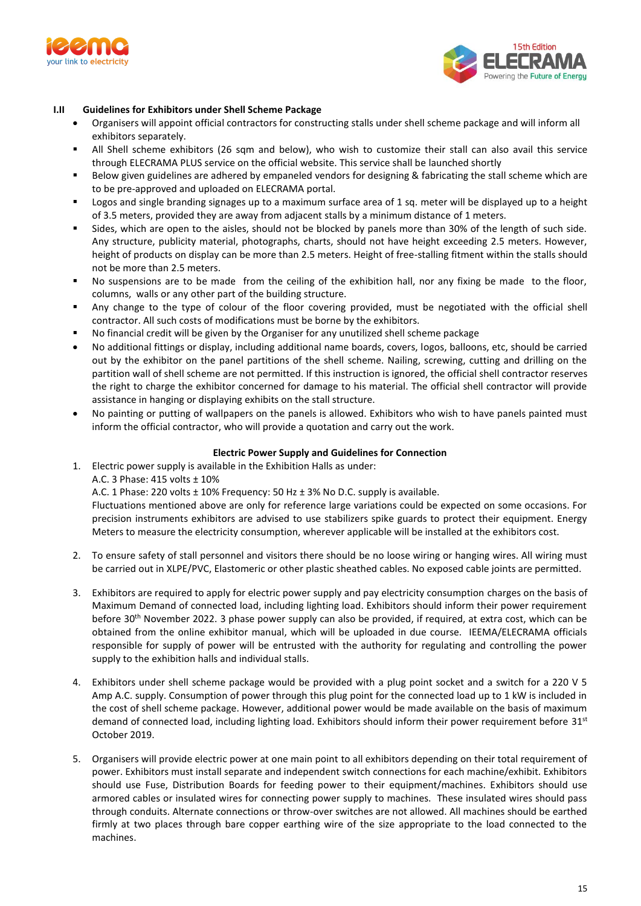### I.II Guidelines for Exhibitors under Shell Scheme Package

- Organisers will appoint official contractors for constructing stalls under shell scheme package and will inform all exhibitors separately.
- All Shell scheme exhibitors (26 sqm and below), who wish to customize their stall can also avail this service through ELECRAMA PLUS service on the official website. This service shall be launched shortly
- Below given guidelines are adhered by empaneled vendors for designing & fabricating the stall scheme which are to be pre-approved and uploaded on ELECRAMA portal.
- Logos and single branding signages up to a maximum surface area of 1 sq. meter will be displayed up to a height of 3.5 meters, provided they are away from adjacent stalls by a minimum distance of 1 meters.
- Sides, which are open to the aisles, should not be blocked by panels more than 30% of the length of such side. Any structure, publicity material, photographs, charts, should not have height exceeding 2.5 meters. However, height of products on display can be more than 2.5 meters. Height of free-stalling fitment within the stalls should not be more than 2.5 meters.
- No suspensions are to be made from the ceiling of the exhibition hall, nor any fixing be made to the floor, columns, walls or any other part of the building structure.
- Any change to the type of colour of the floor covering provided, must be negotiated with the official shell contractor. All such costs of modifications must be borne by the exhibitors.
- No financial credit will be given by the Organiser for any unutilized shell scheme package
- No additional fittings or display, including additional name boards, covers, logos, balloons, etc, should be carried out by the exhibitor on the panel partitions of the shell scheme. Nailing, screwing, cutting and drilling on the partition wall of shell scheme are not permitted. If this instruction is ignored, the official shell contractor reserves the right to charge the exhibitor concerned for damage to his material. The official shell contractor will provide assistance in hanging or displaying exhibits on the stall structure.
- No painting or putting of wallpapers on the panels is allowed. Exhibitors who wish to have panels painted must inform the official contractor, who will provide a quotation and carry out the work.

#### Electric Power Supply and Guidelines for Connection

1. Electric power supply is available in the Exhibition Halls as under:
   A.C. 3 Phase: 415 volts ± 10%
   A.C. 1 Phase: 220 volts ± 10% Frequency: 50 Hz ± 3% No D.C. supply is available.
   Fluctuations mentioned above are only for reference large variations could be expected on some occasions. For precision instruments exhibitors are advised to use stabilizers spike guards to protect their equipment. Energy Meters to measure the electricity consumption, wherever applicable will be installed at the exhibitors cost.

2. To ensure safety of stall personnel and visitors there should be no loose wiring or hanging wires. All wiring must be carried out in XLPE/PVC, Elastomeric or other plastic sheathed cables. No exposed cable joints are permitted.

3. Exhibitors are required to apply for electric power supply and pay electricity consumption charges on the basis of Maximum Demand of connected load, including lighting load. Exhibitors should inform their power requirement before 30th November 2022. 3 phase power supply can also be provided, if required, at extra cost, which can be obtained from the online exhibitor manual, which will be uploaded in due course. IEEMA/ELECRAMA officials responsible for supply of power will be entrusted with the authority for regulating and controlling the power supply to the exhibition halls and individual stalls.

4. Exhibitors under shell scheme package would be provided with a plug point socket and a switch for a 220 V 5 Amp A.C. supply. Consumption of power through this plug point for the connected load up to 1 kW is included in the cost of shell scheme package. However, additional power would be made available on the basis of maximum demand of connected load, including lighting load. Exhibitors should inform their power requirement before 31st October 2019.

5. Organisers will provide electric power at one main point to all exhibitors depending on their total requirement of power. Exhibitors must install separate and independent switch connections for each machine/exhibit. Exhibitors should use Fuse, Distribution Boards for feeding power to their equipment/machines. Exhibitors should use armored cables or insulated wires for connecting power supply to machines. These insulated wires should pass through conduits. Alternate connections or throw-over switches are not allowed. All machines should be earthed firmly at two places through bare copper earthing wire of the size appropriate to the load connected to the machines.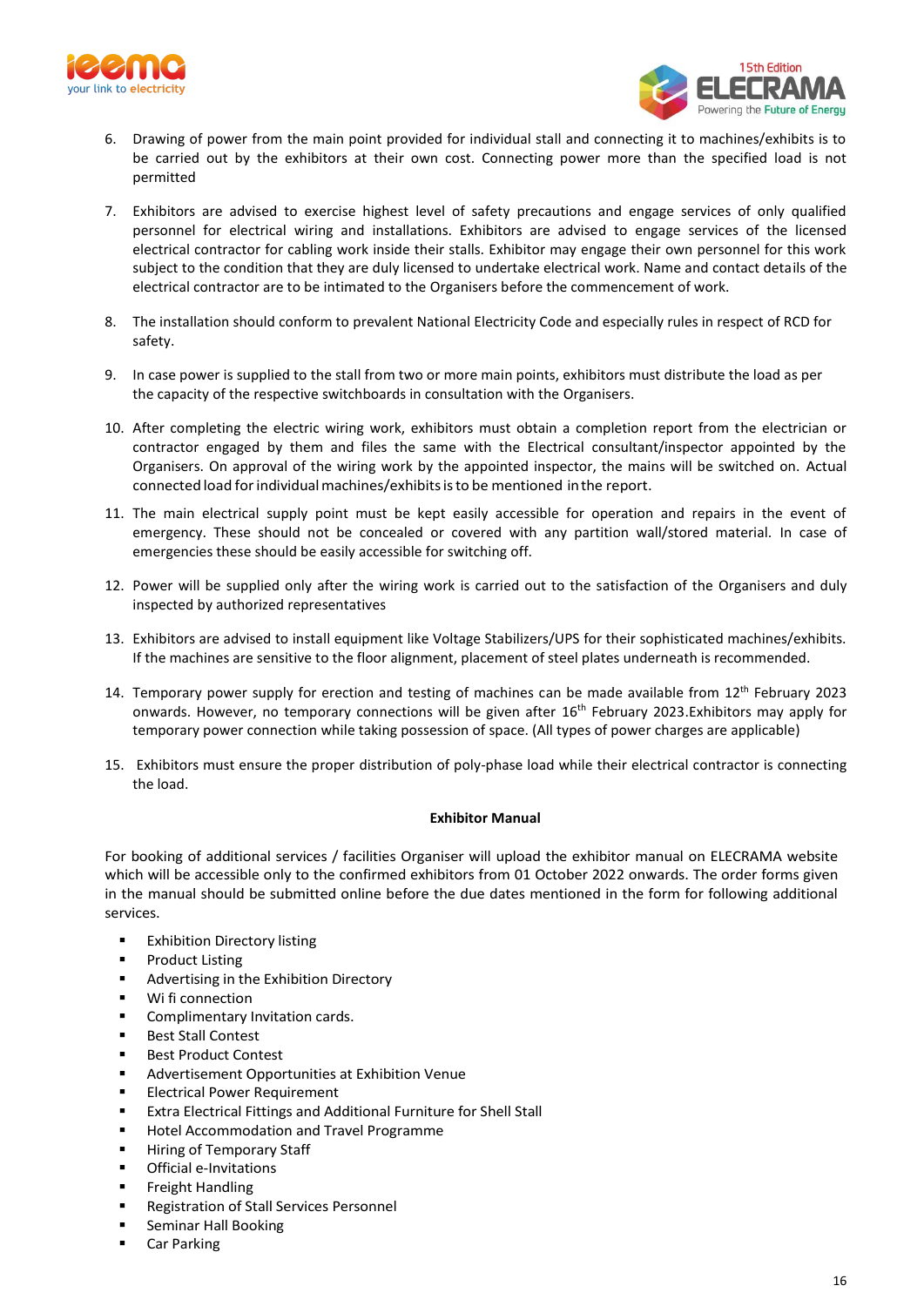6. Drawing of power from the main point provided for individual stall and connecting it to machines/exhibits is to be carried out by the exhibitors at their own cost. Connecting power more than the specified load is not permitted

7. Exhibitors are advised to exercise highest level of safety precautions and engage services of only qualified personnel for electrical wiring and installations. Exhibitors are advised to engage services of the licensed electrical contractor for cabling work inside their stalls. Exhibitor may engage their own personnel for this work subject to the condition that they are duly licensed to undertake electrical work. Name and contact details of the electrical contractor are to be intimated to the Organisers before the commencement of work.

8. The installation should conform to prevalent National Electricity Code and especially rules in respect of RCD for safety.

9. In case power is supplied to the stall from two or more main points, exhibitors must distribute the load as per the capacity of the respective switchboards in consultation with the Organisers.

10. After completing the electric wiring work, exhibitors must obtain a completion report from the electrician or contractor engaged by them and files the same with the Electrical consultant/inspector appointed by the Organisers. On approval of the wiring work by the appointed inspector, the mains will be switched on. Actual connected load for individual machines/exhibits is to be mentioned in the report.

11. The main electrical supply point must be kept easily accessible for operation and repairs in the event of emergency. These should not be concealed or covered with any partition wall/stored material. In case of emergencies these should be easily accessible for switching off.

12. Power will be supplied only after the wiring work is carried out to the satisfaction of the Organisers and duly inspected by authorized representatives

13. Exhibitors are advised to install equipment like Voltage Stabilizers/UPS for their sophisticated machines/exhibits. If the machines are sensitive to the floor alignment, placement of steel plates underneath is recommended.

14. Temporary power supply for erection and testing of machines can be made available from 12th February 2023 onwards. However, no temporary connections will be given after 16th February 2023.Exhibitors may apply for temporary power connection while taking possession of space. (All types of power charges are applicable)

15. Exhibitors must ensure the proper distribution of poly-phase load while their electrical contractor is connecting the load.

**Exhibitor Manual**

For booking of additional services / facilities Organiser will upload the exhibitor manual on ELECRAMA website which will be accessible only to the confirmed exhibitors from 01 October 2022 onwards. The order forms given in the manual should be submitted online before the due dates mentioned in the form for following additional services.

- Exhibition Directory listing
- Product Listing
- Advertising in the Exhibition Directory
- Wi fi connection
- Complimentary Invitation cards.
- Best Stall Contest
- Best Product Contest
- Advertisement Opportunities at Exhibition Venue
- Electrical Power Requirement
- Extra Electrical Fittings and Additional Furniture for Shell Stall
- Hotel Accommodation and Travel Programme
- Hiring of Temporary Staff
- Official e-Invitations
- Freight Handling
- Registration of Stall Services Personnel
- Seminar Hall Booking
- Car Parking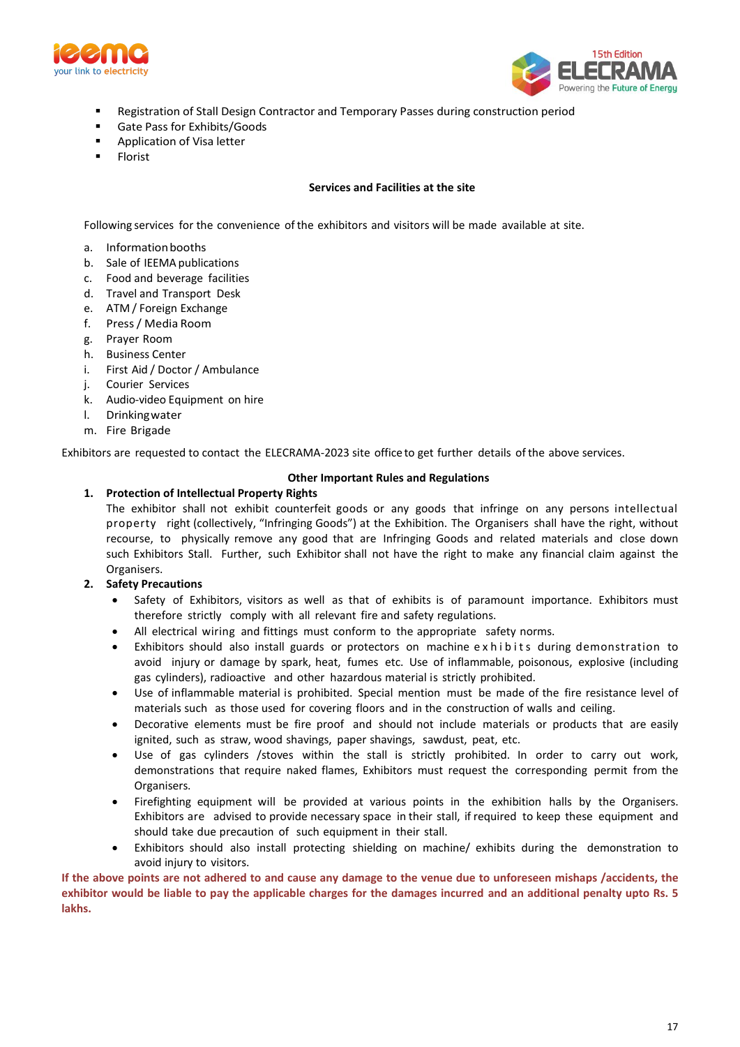- Registration of Stall Design Contractor and Temporary Passes during construction period
- Gate Pass for Exhibits/Goods
- Application of Visa letter
- Florist

**Services and Facilities at the site**

Following services for the convenience of the exhibitors and visitors will be made available at site.

a. Information booths
b. Sale of IEEMA publications
c. Food and beverage facilities
d. Travel and Transport Desk
e. ATM / Foreign Exchange
f. Press / Media Room
g. Prayer Room
h. Business Center
i. First Aid / Doctor / Ambulance
j. Courier Services
k. Audio-video Equipment on hire
l. Drinking water
m. Fire Brigade

Exhibitors are requested to contact the ELECRAMA-2023 site office to get further details of the above services.

**Other Important Rules and Regulations**

1. **Protection of Intellectual Property Rights**
   The exhibitor shall not exhibit counterfeit goods or any goods that infringe on any persons intellectual property right (collectively, "Infringing Goods") at the Exhibition. The Organisers shall have the right, without recourse, to physically remove any good that are Infringing Goods and related materials and close down such Exhibitors Stall. Further, such Exhibitor shall not have the right to make any financial claim against the Organisers.
2. **Safety Precautions**
   - Safety of Exhibitors, visitors as well as that of exhibits is of paramount importance. Exhibitors must therefore strictly comply with all relevant fire and safety regulations.
   - All electrical wiring and fittings must conform to the appropriate safety norms.
   - Exhibitors should also install guards or protectors on machine exhibits during demonstration to avoid injury or damage by spark, heat, fumes etc. Use of inflammable, poisonous, explosive (including gas cylinders), radioactive and other hazardous material is strictly prohibited.
   - Use of inflammable material is prohibited. Special mention must be made of the fire resistance level of materials such as those used for covering floors and in the construction of walls and ceiling.
   - Decorative elements must be fire proof and should not include materials or products that are easily ignited, such as straw, wood shavings, paper shavings, sawdust, peat, etc.
   - Use of gas cylinders /stoves within the stall is strictly prohibited. In order to carry out work, demonstrations that require naked flames, Exhibitors must request the corresponding permit from the Organisers.
   - Firefighting equipment will be provided at various points in the exhibition halls by the Organisers. Exhibitors are advised to provide necessary space in their stall, if required to keep these equipment and should take due precaution of such equipment in their stall.
   - Exhibitors should also install protecting shielding on machine/ exhibits during the demonstration to avoid injury to visitors.

**If the above points are not adhered to and cause any damage to the venue due to unforeseen mishaps /accidents, the exhibitor would be liable to pay the applicable charges for the damages incurred and an additional penalty upto Rs. 5 lakhs.**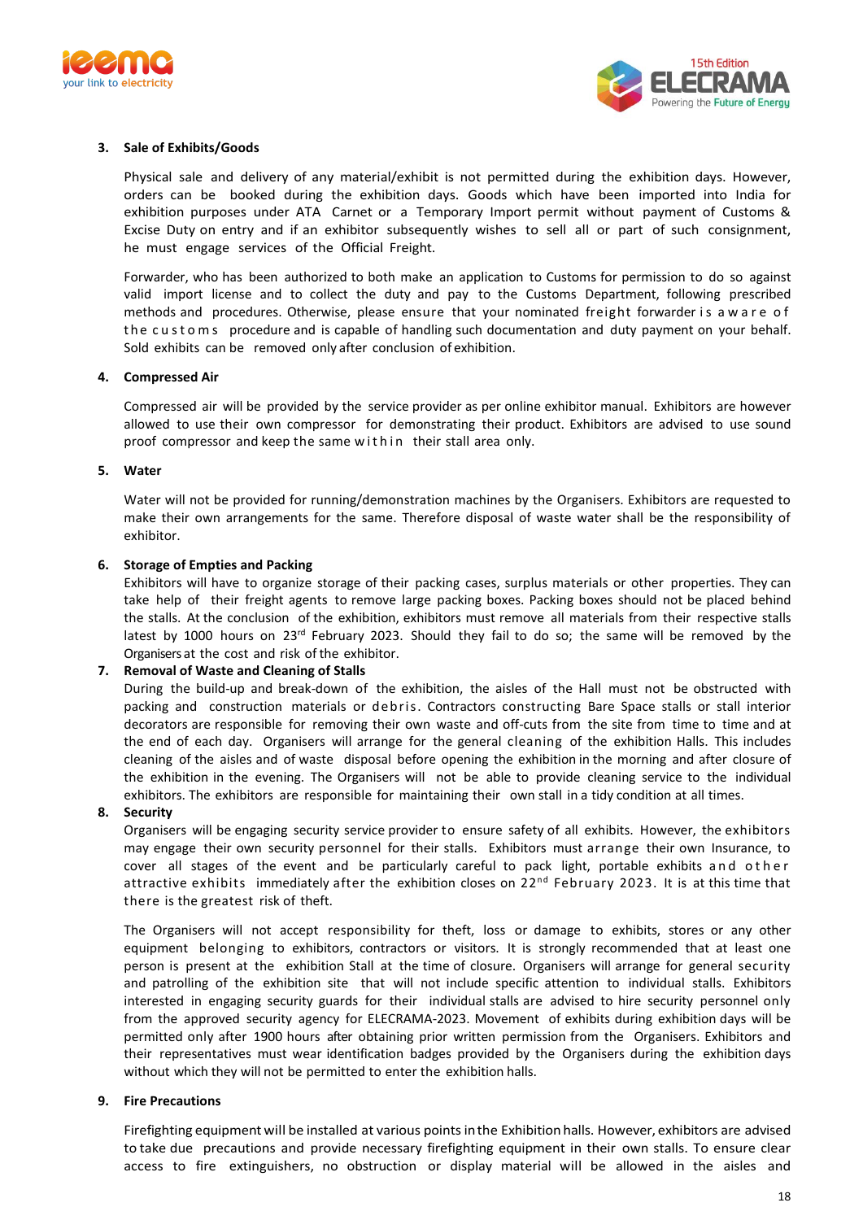### 3. Sale of Exhibits/Goods

Physical sale and delivery of any material/exhibit is not permitted during the exhibition days. However, orders can be booked during the exhibition days. Goods which have been imported into India for exhibition purposes under ATA Carnet or a Temporary Import permit without payment of Customs & Excise Duty on entry and if an exhibitor subsequently wishes to sell all or part of such consignment, he must engage services of the Official Freight.

Forwarder, who has been authorized to both make an application to Customs for permission to do so against valid import license and to collect the duty and pay to the Customs Department, following prescribed methods and procedures. Otherwise, please ensure that your nominated freight forwarder is aware of the customs procedure and is capable of handling such documentation and duty payment on your behalf. Sold exhibits can be removed only after conclusion of exhibition.

### 4. Compressed Air

Compressed air will be provided by the service provider as per online exhibitor manual. Exhibitors are however allowed to use their own compressor for demonstrating their product. Exhibitors are advised to use sound proof compressor and keep the same within their stall area only.

### 5. Water

Water will not be provided for running/demonstration machines by the Organisers. Exhibitors are requested to make their own arrangements for the same. Therefore disposal of waste water shall be the responsibility of exhibitor.

### 6. Storage of Empties and Packing

Exhibitors will have to organize storage of their packing cases, surplus materials or other properties. They can take help of their freight agents to remove large packing boxes. Packing boxes should not be placed behind the stalls. At the conclusion of the exhibition, exhibitors must remove all materials from their respective stalls latest by 1000 hours on 23rd February 2023. Should they fail to do so; the same will be removed by the Organisers at the cost and risk of the exhibitor.

### 7. Removal of Waste and Cleaning of Stalls

During the build-up and break-down of the exhibition, the aisles of the Hall must not be obstructed with packing and construction materials or debris. Contractors constructing Bare Space stalls or stall interior decorators are responsible for removing their own waste and off-cuts from the site from time to time and at the end of each day. Organisers will arrange for the general cleaning of the exhibition Halls. This includes cleaning of the aisles and of waste disposal before opening the exhibition in the morning and after closure of the exhibition in the evening. The Organisers will not be able to provide cleaning service to the individual exhibitors. The exhibitors are responsible for maintaining their own stall in a tidy condition at all times.

### 8. Security

Organisers will be engaging security service provider to ensure safety of all exhibits. However, the exhibitors may engage their own security personnel for their stalls. Exhibitors must arrange their own Insurance, to cover all stages of the event and be particularly careful to pack light, portable exhibits and other attractive exhibits immediately after the exhibition closes on 22nd February 2023. It is at this time that there is the greatest risk of theft.

The Organisers will not accept responsibility for theft, loss or damage to exhibits, stores or any other equipment belonging to exhibitors, contractors or visitors. It is strongly recommended that at least one person is present at the exhibition Stall at the time of closure. Organisers will arrange for general security and patrolling of the exhibition halls that will not include specific attention to individual stalls. Exhibitors interested in engaging security guards for their individual stalls are advised to hire security personnel only from the approved security agency for ELECRAMA-2023. Movement of exhibits during exhibition days will be permitted only after 1900 hours after obtaining prior written permission from the Organisers. Exhibitors and their representatives must wear identification badges provided by the Organisers during the exhibition days without which they will not be permitted to enter the exhibition halls.

### 9. Fire Precautions

Firefighting equipment will be installed at various points in the Exhibition halls. However, exhibitors are advised to take due precautions and provide necessary firefighting equipment in their own stalls. To ensure clear access to fire extinguishers, no obstruction or display material will be allowed in the aisles and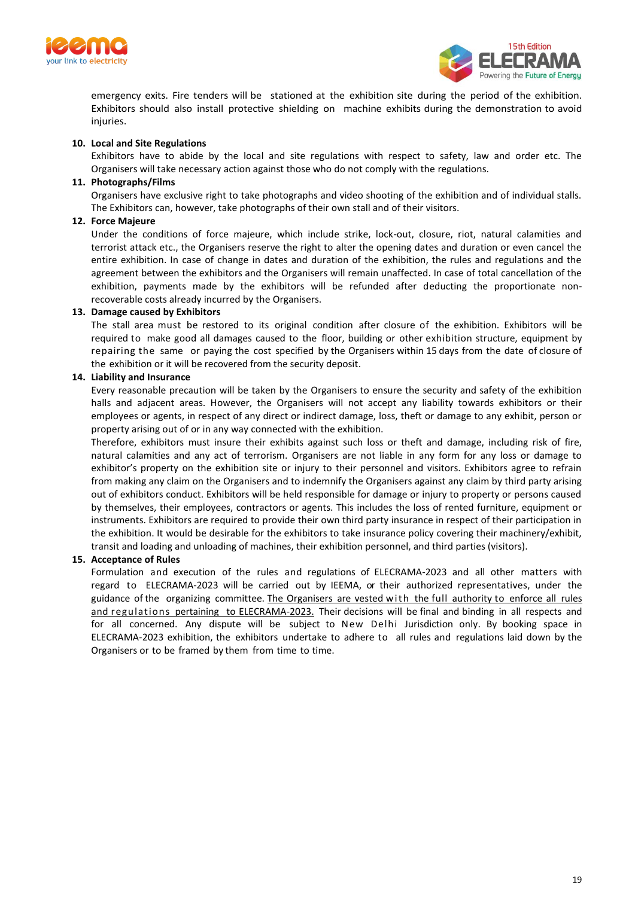emergency exits. Fire tenders will be stationed at the exhibition site during the period of the exhibition. Exhibitors should also install protective shielding on machine exhibits during the demonstration to avoid injuries.

**10. Local and Site Regulations**

Exhibitors have to abide by the local and site regulations with respect to safety, law and order etc. The Organisers will take necessary action against those who do not comply with the regulations.

**11. Photographs/Films**

Organisers have exclusive right to take photographs and video shooting of the exhibition and of individual stalls. The Exhibitors can, however, take photographs of their own stall and of their visitors.

**12. Force Majeure**

Under the conditions of force majeure, which include strike, lock-out, closure, riot, natural calamities and terrorist attack etc., the Organisers reserve the right to alter the opening dates and duration or even cancel the entire exhibition. In case of change in dates and duration of the exhibition, the rules and regulations and the agreement between the exhibitors and the Organisers will remain unaffected. In case of total cancellation of the exhibition, payments made by the exhibitors will be refunded after deducting the proportionate non-recoverable costs already incurred by the Organisers.

**13. Damage caused by Exhibitors**

The stall area must be restored to its original condition after closure of the exhibition. Exhibitors will be required to make good all damages caused to the floor, building or other exhibition structure, equipment by repairing the same or paying the cost specified by the Organisers within 15 days from the date of closure of the exhibition or it will be recovered from the security deposit.

**14. Liability and Insurance**

Every reasonable precaution will be taken by the Organisers to ensure the security and safety of the exhibition halls and adjacent areas. However, the Organisers will not accept any liability towards exhibitors or their employees or agents, in respect of any direct or indirect damage, loss, theft or damage to any exhibit, person or property arising out of or in any way connected with the exhibition.

Therefore, exhibitors must insure their exhibits against such loss or theft and damage, including risk of fire, natural calamities and any act of terrorism. Organisers are not liable in any form for any loss or damage to exhibitor's property on the exhibition site or injury to their personnel and visitors. Exhibitors agree to refrain from making any claim on the Organisers and to indemnify the Organisers against any claim by third party arising out of exhibitors conduct. Exhibitors will be held responsible for damage or injury to property or persons caused by themselves, their employees, contractors or agents. This includes the loss of rented furniture, equipment or instruments. Exhibitors are required to provide their own third party insurance in respect of their participation in the exhibition. It would be desirable for the exhibitors to take insurance policy covering their machinery/exhibit, transit and loading and unloading of machines, their exhibition personnel, and third parties (visitors).

**15. Acceptance of Rules**

Formulation and execution of the rules and regulations of ELECRAMA-2023 and all other matters with regard to ELECRAMA-2023 will be carried out by IEEMA, or their authorized representatives, under the guidance of the organizing committee. <u>The Organisers are vested with the full authority to enforce all rules and regulations pertaining to ELECRAMA-2023.</u> Their decisions will be final and binding in all respects and for all concerned. Any dispute will be subject to New Delhi Jurisdiction only. By booking space in ELECRAMA-2023 exhibition, the exhibitors undertake to adhere to all rules and regulations laid down by the Organisers or to be framed by them from time to time.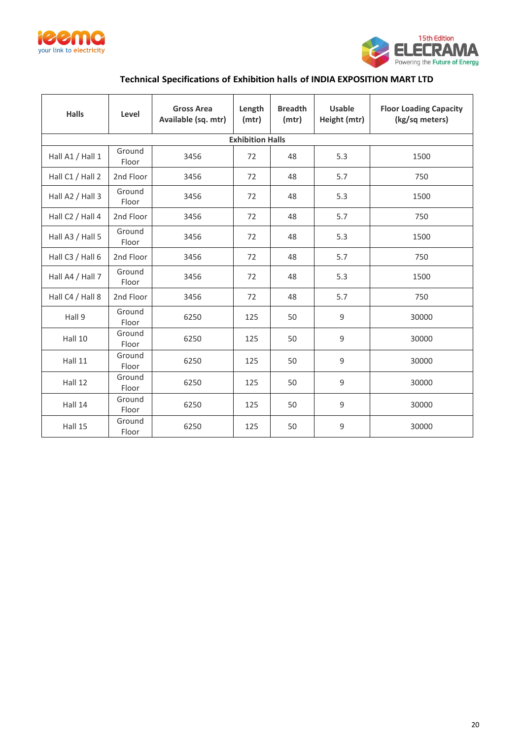### Technical Specifications of Exhibition halls of INDIA EXPOSITION MART LTD

| Halls | Level | Gross Area Available (sq. mtr) | Length (mtr) | Breadth (mtr) | Usable Height (mtr) | Floor Loading Capacity (kg/sq meters) |
|---|---|---|---|---|---|---|
| **Exhibition Halls** | | | | | | |
| Hall A1 / Hall 1 | Ground Floor | 3456 | 72 | 48 | 5.3 | 1500 |
| Hall C1 / Hall 2 | 2nd Floor | 3456 | 72 | 48 | 5.7 | 750 |
| Hall A2 / Hall 3 | Ground Floor | 3456 | 72 | 48 | 5.3 | 1500 |
| Hall C2 / Hall 4 | 2nd Floor | 3456 | 72 | 48 | 5.7 | 750 |
| Hall A3 / Hall 5 | Ground Floor | 3456 | 72 | 48 | 5.3 | 1500 |
| Hall C3 / Hall 6 | 2nd Floor | 3456 | 72 | 48 | 5.7 | 750 |
| Hall A4 / Hall 7 | Ground Floor | 3456 | 72 | 48 | 5.3 | 1500 |
| Hall C4 / Hall 8 | 2nd Floor | 3456 | 72 | 48 | 5.7 | 750 |
| Hall 9 | Ground Floor | 6250 | 125 | 50 | 9 | 30000 |
| Hall 10 | Ground Floor | 6250 | 125 | 50 | 9 | 30000 |
| Hall 11 | Ground Floor | 6250 | 125 | 50 | 9 | 30000 |
| Hall 12 | Ground Floor | 6250 | 125 | 50 | 9 | 30000 |
| Hall 14 | Ground Floor | 6250 | 125 | 50 | 9 | 30000 |
| Hall 15 | Ground Floor | 6250 | 125 | 50 | 9 | 30000 |